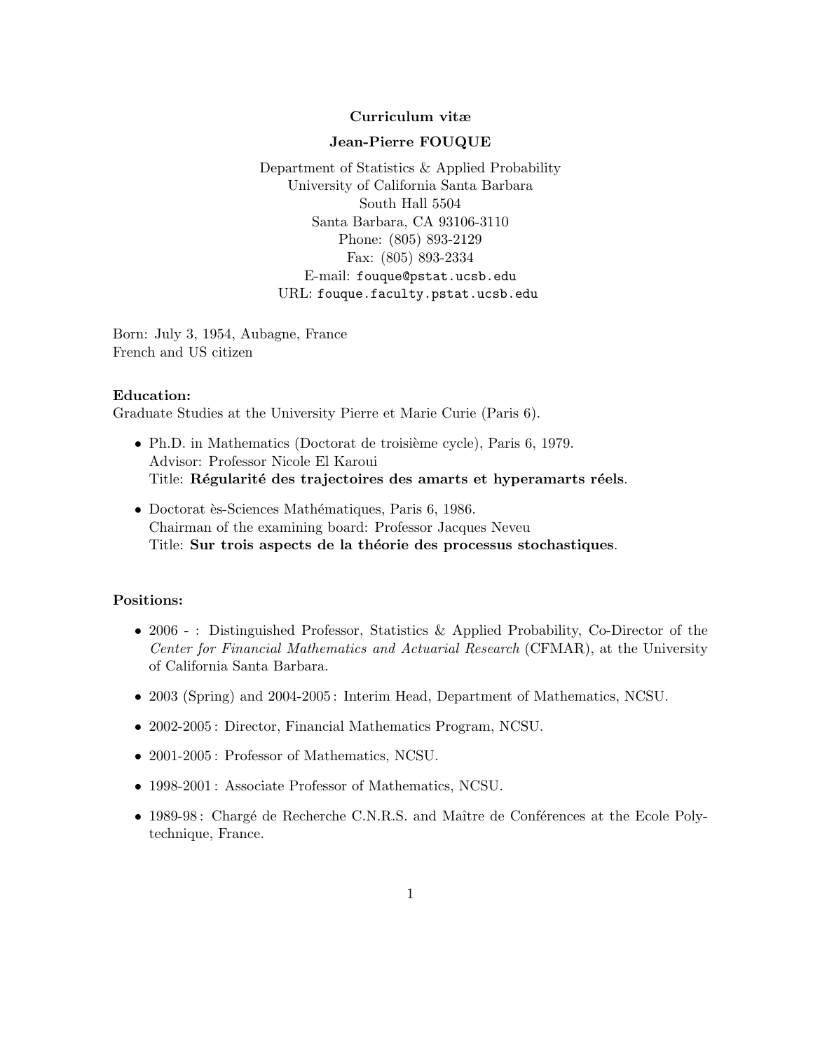# Curriculum vitæ

## Jean-Pierre FOUQUE

Department of Statistics & Applied Probability
University of California Santa Barbara
South Hall 5504
Santa Barbara, CA 93106-3110
Phone: (805) 893-2129
Fax: (805) 893-2334
E-mail: fouque@pstat.ucsb.edu
URL: fouque.faculty.pstat.ucsb.edu

Born: July 3, 1954, Aubagne, France
French and US citizen

**Education:**
Graduate Studies at the University Pierre et Marie Curie (Paris 6).

- Ph.D. in Mathematics (Doctorat de troisième cycle), Paris 6, 1979.
  Advisor: Professor Nicole El Karoui
  Title: **Régularité des trajectoires des amarts et hyperamarts réels**.
- Doctorat ès-Sciences Mathématiques, Paris 6, 1986.
  Chairman of the examining board: Professor Jacques Neveu
  Title: **Sur trois aspects de la théorie des processus stochastiques**.

**Positions:**

- 2006 - : Distinguished Professor, Statistics & Applied Probability, Co-Director of the *Center for Financial Mathematics and Actuarial Research* (CFMAR), at the University of California Santa Barbara.
- 2003 (Spring) and 2004-2005 : Interim Head, Department of Mathematics, NCSU.
- 2002-2005 : Director, Financial Mathematics Program, NCSU.
- 2001-2005 : Professor of Mathematics, NCSU.
- 1998-2001 : Associate Professor of Mathematics, NCSU.
- 1989-98 : Chargé de Recherche C.N.R.S. and Maître de Conférences at the Ecole Polytechnique, France.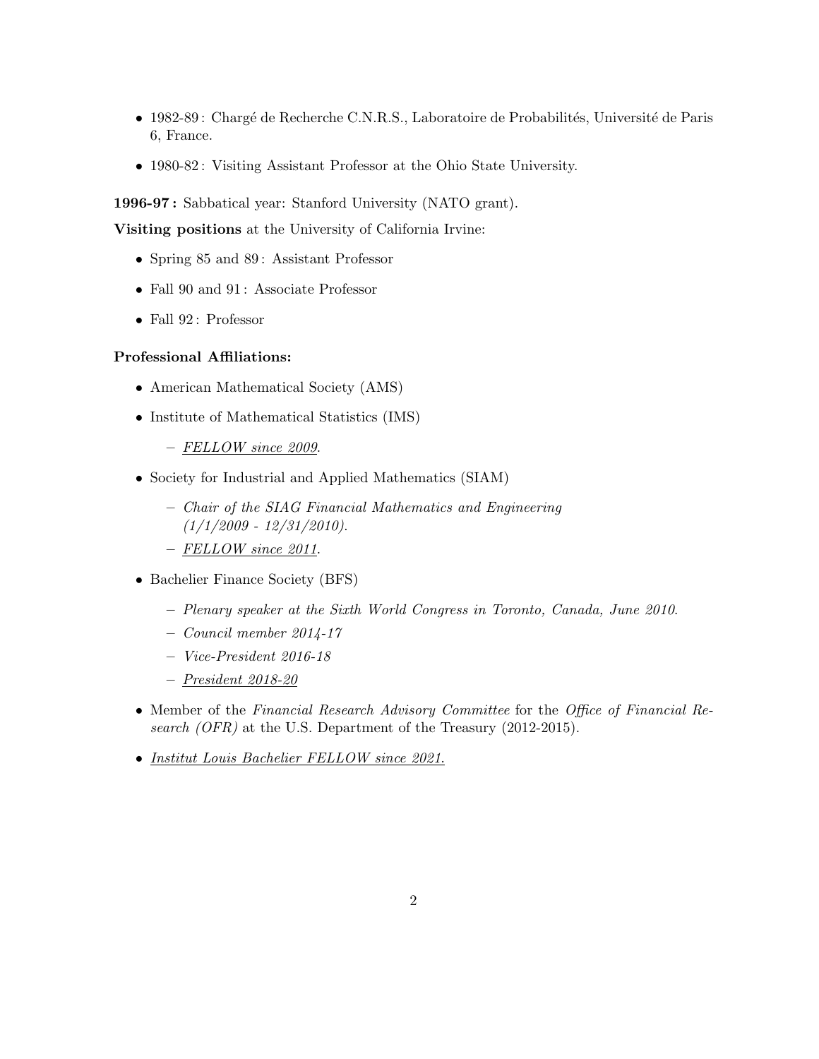- 1982-89 : Chargé de Recherche C.N.R.S., Laboratoire de Probabilités, Université de Paris 6, France.
- 1980-82 : Visiting Assistant Professor at the Ohio State University.

**1996-97 :** Sabbatical year: Stanford University (NATO grant).

**Visiting positions** at the University of California Irvine:

- Spring 85 and 89 : Assistant Professor
- Fall 90 and 91 : Associate Professor
- Fall 92 : Professor

**Professional Affiliations:**

- American Mathematical Society (AMS)
- Institute of Mathematical Statistics (IMS)
  - *FELLOW since 2009.*
- Society for Industrial and Applied Mathematics (SIAM)
  - *Chair of the SIAG Financial Mathematics and Engineering (1/1/2009 - 12/31/2010).*
  - *FELLOW since 2011.*
- Bachelier Finance Society (BFS)
  - *Plenary speaker at the Sixth World Congress in Toronto, Canada, June 2010.*
  - *Council member 2014-17*
  - *Vice-President 2016-18*
  - *President 2018-20*
- Member of the *Financial Research Advisory Committee* for the *Office of Financial Research (OFR)* at the U.S. Department of the Treasury (2012-2015).
- *Institut Louis Bachelier FELLOW since 2021.*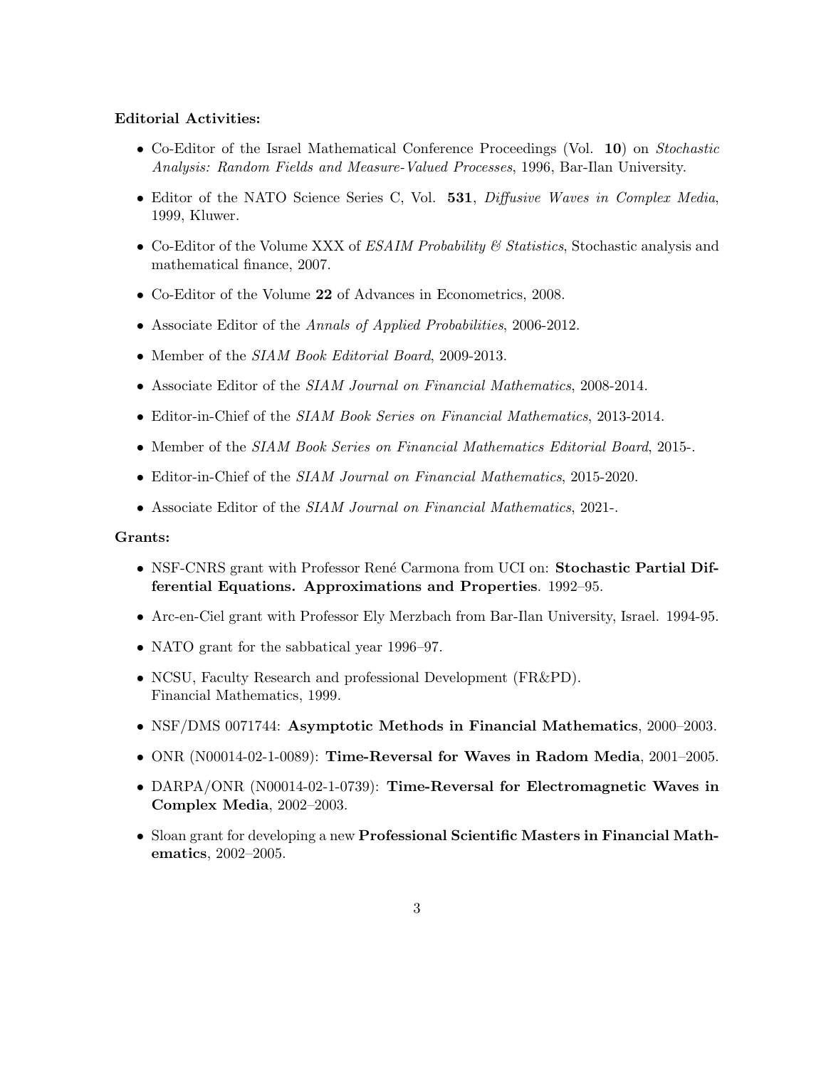**Editorial Activities:**

- Co-Editor of the Israel Mathematical Conference Proceedings (Vol. **10**) on *Stochastic Analysis: Random Fields and Measure-Valued Processes*, 1996, Bar-Ilan University.
- Editor of the NATO Science Series C, Vol. **531**, *Diffusive Waves in Complex Media*, 1999, Kluwer.
- Co-Editor of the Volume XXX of *ESAIM Probability & Statistics*, Stochastic analysis and mathematical finance, 2007.
- Co-Editor of the Volume **22** of Advances in Econometrics, 2008.
- Associate Editor of the *Annals of Applied Probabilities*, 2006-2012.
- Member of the *SIAM Book Editorial Board*, 2009-2013.
- Associate Editor of the *SIAM Journal on Financial Mathematics*, 2008-2014.
- Editor-in-Chief of the *SIAM Book Series on Financial Mathematics*, 2013-2014.
- Member of the *SIAM Book Series on Financial Mathematics Editorial Board*, 2015-.
- Editor-in-Chief of the *SIAM Journal on Financial Mathematics*, 2015-2020.
- Associate Editor of the *SIAM Journal on Financial Mathematics*, 2021-.

**Grants:**

- NSF-CNRS grant with Professor René Carmona from UCI on: **Stochastic Partial Differential Equations. Approximations and Properties**. 1992–95.
- Arc-en-Ciel grant with Professor Ely Merzbach from Bar-Ilan University, Israel. 1994-95.
- NATO grant for the sabbatical year 1996–97.
- NCSU, Faculty Research and professional Development (FR&PD). Financial Mathematics, 1999.
- NSF/DMS 0071744: **Asymptotic Methods in Financial Mathematics**, 2000–2003.
- ONR (N00014-02-1-0089): **Time-Reversal for Waves in Radom Media**, 2001–2005.
- DARPA/ONR (N00014-02-1-0739): **Time-Reversal for Electromagnetic Waves in Complex Media**, 2002–2003.
- Sloan grant for developing a new **Professional Scientific Masters in Financial Mathematics**, 2002–2005.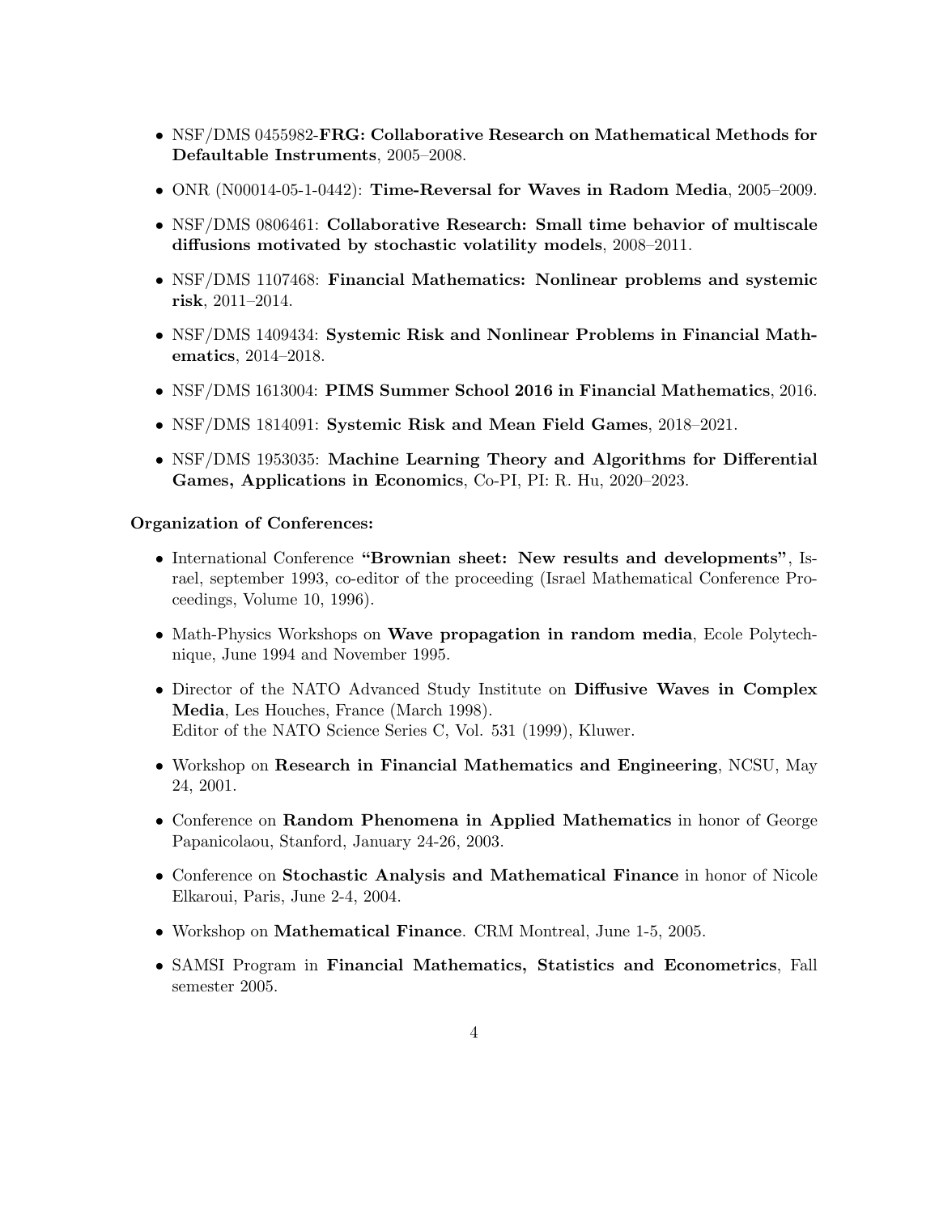- NSF/DMS 0455982-**FRG: Collaborative Research on Mathematical Methods for Defaultable Instruments**, 2005–2008.
- ONR (N00014-05-1-0442): **Time-Reversal for Waves in Radom Media**, 2005–2009.
- NSF/DMS 0806461: **Collaborative Research: Small time behavior of multiscale diffusions motivated by stochastic volatility models**, 2008–2011.
- NSF/DMS 1107468: **Financial Mathematics: Nonlinear problems and systemic risk**, 2011–2014.
- NSF/DMS 1409434: **Systemic Risk and Nonlinear Problems in Financial Mathematics**, 2014–2018.
- NSF/DMS 1613004: **PIMS Summer School 2016 in Financial Mathematics**, 2016.
- NSF/DMS 1814091: **Systemic Risk and Mean Field Games**, 2018–2021.
- NSF/DMS 1953035: **Machine Learning Theory and Algorithms for Differential Games, Applications in Economics**, Co-PI, PI: R. Hu, 2020–2023.

**Organization of Conferences:**

- International Conference **"Brownian sheet: New results and developments"**, Israel, september 1993, co-editor of the proceeding (Israel Mathematical Conference Proceedings, Volume 10, 1996).
- Math-Physics Workshops on **Wave propagation in random media**, Ecole Polytechnique, June 1994 and November 1995.
- Director of the NATO Advanced Study Institute on **Diffusive Waves in Complex Media**, Les Houches, France (March 1998).
  Editor of the NATO Science Series C, Vol. 531 (1999), Kluwer.
- Workshop on **Research in Financial Mathematics and Engineering**, NCSU, May 24, 2001.
- Conference on **Random Phenomena in Applied Mathematics** in honor of George Papanicolaou, Stanford, January 24-26, 2003.
- Conference on **Stochastic Analysis and Mathematical Finance** in honor of Nicole Elkaroui, Paris, June 2-4, 2004.
- Workshop on **Mathematical Finance**. CRM Montreal, June 1-5, 2005.
- SAMSI Program in **Financial Mathematics, Statistics and Econometrics**, Fall semester 2005.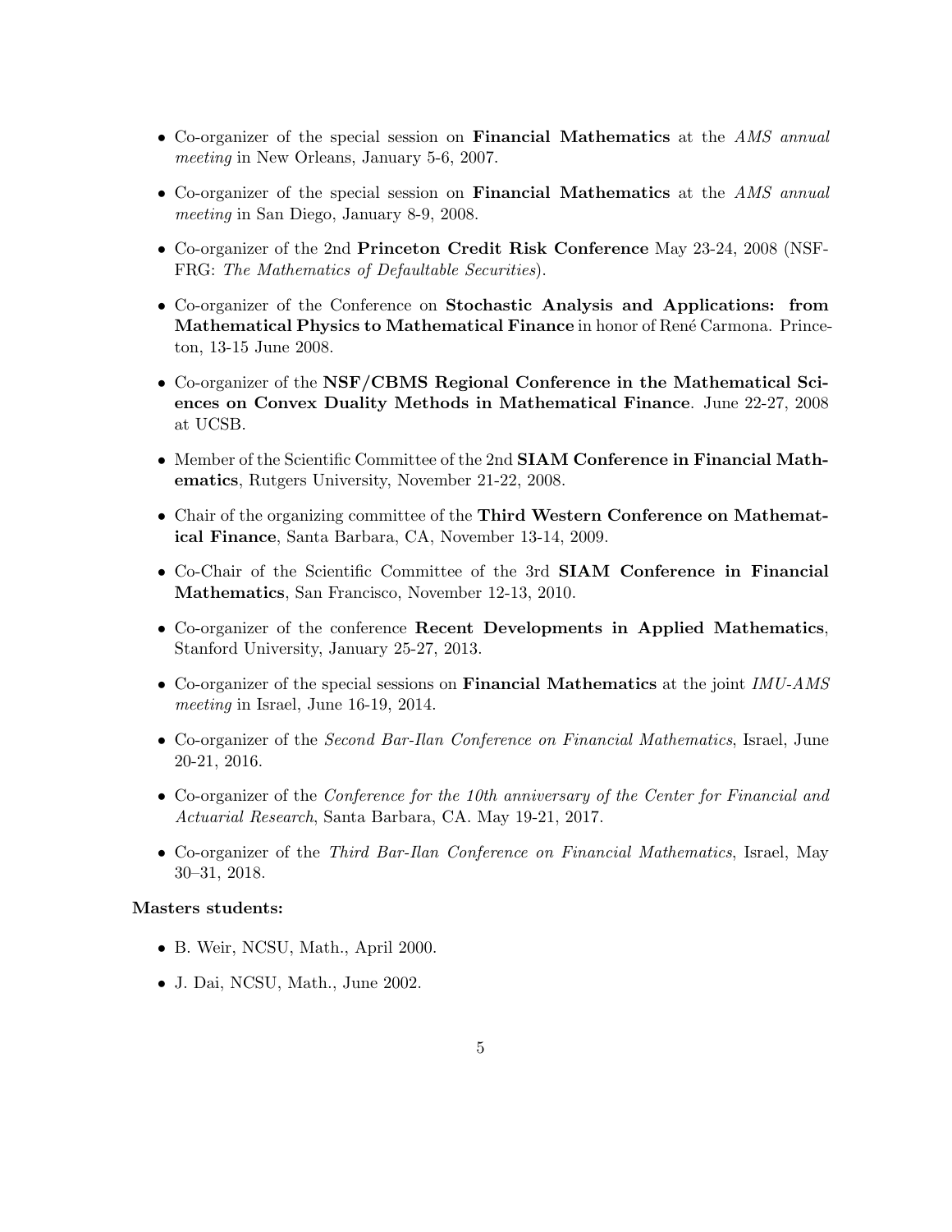- Co-organizer of the special session on **Financial Mathematics** at the *AMS annual meeting* in New Orleans, January 5-6, 2007.
- Co-organizer of the special session on **Financial Mathematics** at the *AMS annual meeting* in San Diego, January 8-9, 2008.
- Co-organizer of the 2nd **Princeton Credit Risk Conference** May 23-24, 2008 (NSF-FRG: *The Mathematics of Defaultable Securities*).
- Co-organizer of the Conference on **Stochastic Analysis and Applications: from Mathematical Physics to Mathematical Finance** in honor of René Carmona. Princeton, 13-15 June 2008.
- Co-organizer of the **NSF/CBMS Regional Conference in the Mathematical Sciences on Convex Duality Methods in Mathematical Finance**. June 22-27, 2008 at UCSB.
- Member of the Scientific Committee of the 2nd **SIAM Conference in Financial Mathematics**, Rutgers University, November 21-22, 2008.
- Chair of the organizing committee of the **Third Western Conference on Mathematical Finance**, Santa Barbara, CA, November 13-14, 2009.
- Co-Chair of the Scientific Committee of the 3rd **SIAM Conference in Financial Mathematics**, San Francisco, November 12-13, 2010.
- Co-organizer of the conference **Recent Developments in Applied Mathematics**, Stanford University, January 25-27, 2013.
- Co-organizer of the special sessions on **Financial Mathematics** at the joint *IMU-AMS meeting* in Israel, June 16-19, 2014.
- Co-organizer of the *Second Bar-Ilan Conference on Financial Mathematics*, Israel, June 20-21, 2016.
- Co-organizer of the *Conference for the 10th anniversary of the Center for Financial and Actuarial Research*, Santa Barbara, CA. May 19-21, 2017.
- Co-organizer of the *Third Bar-Ilan Conference on Financial Mathematics*, Israel, May 30–31, 2018.

**Masters students:**

- B. Weir, NCSU, Math., April 2000.
- J. Dai, NCSU, Math., June 2002.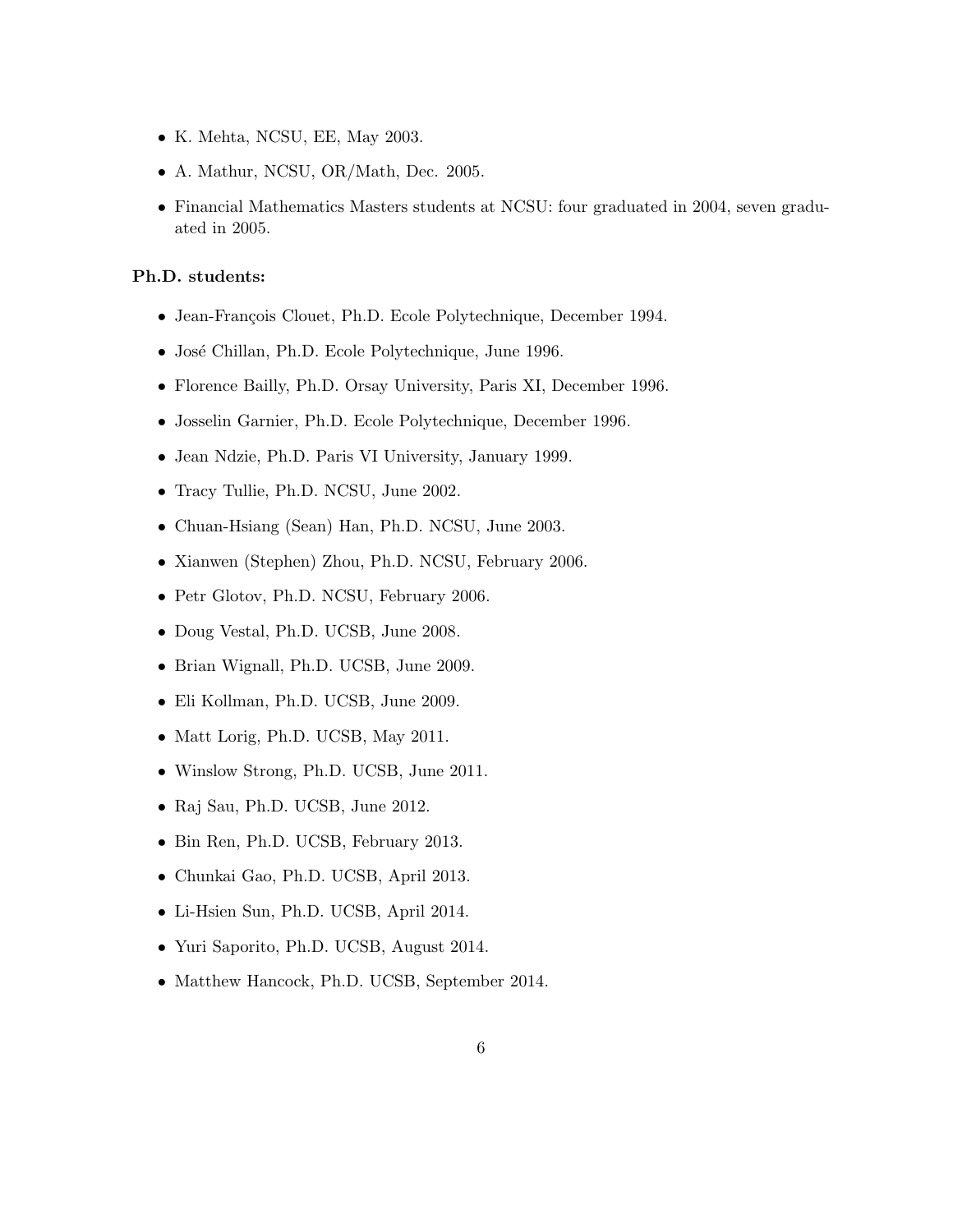- K. Mehta, NCSU, EE, May 2003.
- A. Mathur, NCSU, OR/Math, Dec. 2005.
- Financial Mathematics Masters students at NCSU: four graduated in 2004, seven graduated in 2005.

**Ph.D. students:**

- Jean-François Clouet, Ph.D. Ecole Polytechnique, December 1994.
- José Chillan, Ph.D. Ecole Polytechnique, June 1996.
- Florence Bailly, Ph.D. Orsay University, Paris XI, December 1996.
- Josselin Garnier, Ph.D. Ecole Polytechnique, December 1996.
- Jean Ndzie, Ph.D. Paris VI University, January 1999.
- Tracy Tullie, Ph.D. NCSU, June 2002.
- Chuan-Hsiang (Sean) Han, Ph.D. NCSU, June 2003.
- Xianwen (Stephen) Zhou, Ph.D. NCSU, February 2006.
- Petr Glotov, Ph.D. NCSU, February 2006.
- Doug Vestal, Ph.D. UCSB, June 2008.
- Brian Wignall, Ph.D. UCSB, June 2009.
- Eli Kollman, Ph.D. UCSB, June 2009.
- Matt Lorig, Ph.D. UCSB, May 2011.
- Winslow Strong, Ph.D. UCSB, June 2011.
- Raj Sau, Ph.D. UCSB, June 2012.
- Bin Ren, Ph.D. UCSB, February 2013.
- Chunkai Gao, Ph.D. UCSB, April 2013.
- Li-Hsien Sun, Ph.D. UCSB, April 2014.
- Yuri Saporito, Ph.D. UCSB, August 2014.
- Matthew Hancock, Ph.D. UCSB, September 2014.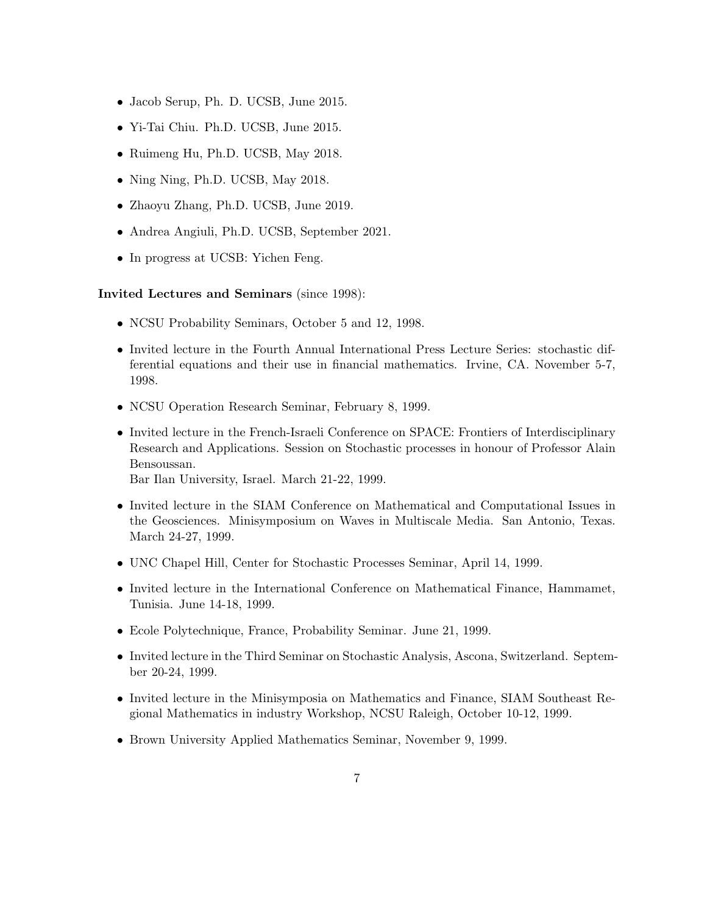- Jacob Serup, Ph. D. UCSB, June 2015.
- Yi-Tai Chiu. Ph.D. UCSB, June 2015.
- Ruimeng Hu, Ph.D. UCSB, May 2018.
- Ning Ning, Ph.D. UCSB, May 2018.
- Zhaoyu Zhang, Ph.D. UCSB, June 2019.
- Andrea Angiuli, Ph.D. UCSB, September 2021.
- In progress at UCSB: Yichen Feng.

**Invited Lectures and Seminars** (since 1998):

- NCSU Probability Seminars, October 5 and 12, 1998.
- Invited lecture in the Fourth Annual International Press Lecture Series: stochastic differential equations and their use in financial mathematics. Irvine, CA. November 5-7, 1998.
- NCSU Operation Research Seminar, February 8, 1999.
- Invited lecture in the French-Israeli Conference on SPACE: Frontiers of Interdisciplinary Research and Applications. Session on Stochastic processes in honour of Professor Alain Bensoussan.
  Bar Ilan University, Israel. March 21-22, 1999.
- Invited lecture in the SIAM Conference on Mathematical and Computational Issues in the Geosciences. Minisymposium on Waves in Multiscale Media. San Antonio, Texas. March 24-27, 1999.
- UNC Chapel Hill, Center for Stochastic Processes Seminar, April 14, 1999.
- Invited lecture in the International Conference on Mathematical Finance, Hammamet, Tunisia. June 14-18, 1999.
- Ecole Polytechnique, France, Probability Seminar. June 21, 1999.
- Invited lecture in the Third Seminar on Stochastic Analysis, Ascona, Switzerland. September 20-24, 1999.
- Invited lecture in the Minisymposia on Mathematics and Finance, SIAM Southeast Regional Mathematics in industry Workshop, NCSU Raleigh, October 10-12, 1999.
- Brown University Applied Mathematics Seminar, November 9, 1999.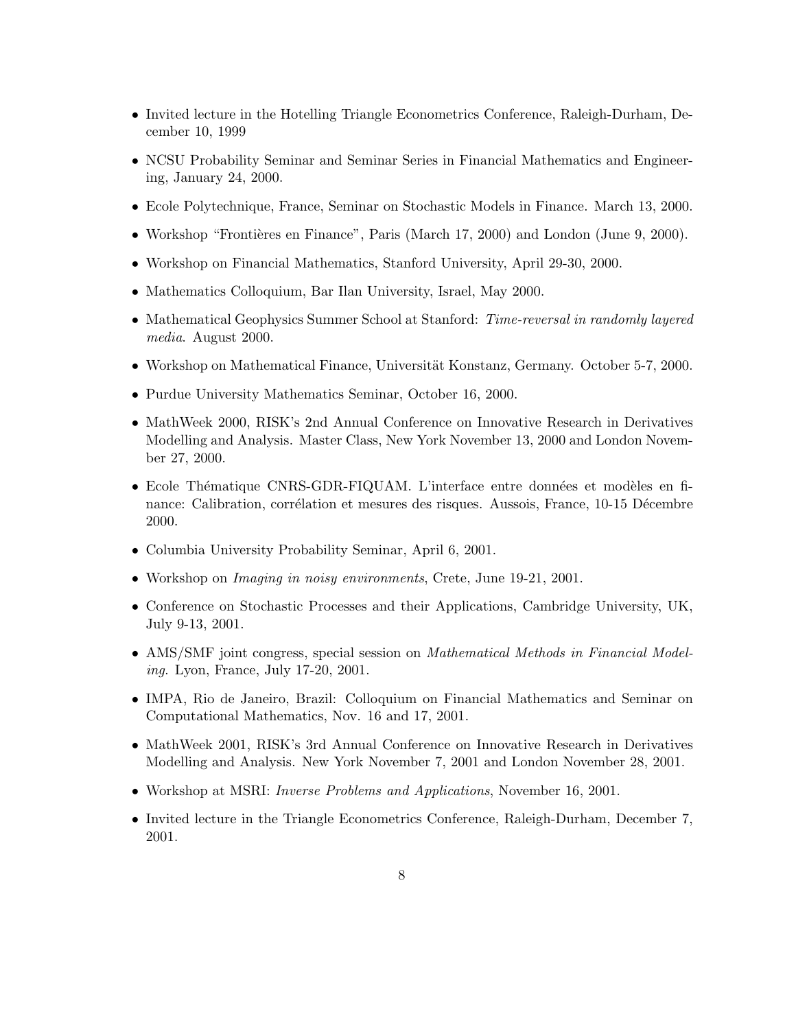- Invited lecture in the Hotelling Triangle Econometrics Conference, Raleigh-Durham, December 10, 1999
- NCSU Probability Seminar and Seminar Series in Financial Mathematics and Engineering, January 24, 2000.
- Ecole Polytechnique, France, Seminar on Stochastic Models in Finance. March 13, 2000.
- Workshop "Frontières en Finance", Paris (March 17, 2000) and London (June 9, 2000).
- Workshop on Financial Mathematics, Stanford University, April 29-30, 2000.
- Mathematics Colloquium, Bar Ilan University, Israel, May 2000.
- Mathematical Geophysics Summer School at Stanford: *Time-reversal in randomly layered media*. August 2000.
- Workshop on Mathematical Finance, Universität Konstanz, Germany. October 5-7, 2000.
- Purdue University Mathematics Seminar, October 16, 2000.
- MathWeek 2000, RISK's 2nd Annual Conference on Innovative Research in Derivatives Modelling and Analysis. Master Class, New York November 13, 2000 and London November 27, 2000.
- Ecole Thématique CNRS-GDR-FIQUAM. L'interface entre données et modèles en finance: Calibration, corrélation et mesures des risques. Aussois, France, 10-15 Décembre 2000.
- Columbia University Probability Seminar, April 6, 2001.
- Workshop on *Imaging in noisy environments*, Crete, June 19-21, 2001.
- Conference on Stochastic Processes and their Applications, Cambridge University, UK, July 9-13, 2001.
- AMS/SMF joint congress, special session on *Mathematical Methods in Financial Modeling*. Lyon, France, July 17-20, 2001.
- IMPA, Rio de Janeiro, Brazil: Colloquium on Financial Mathematics and Seminar on Computational Mathematics, Nov. 16 and 17, 2001.
- MathWeek 2001, RISK's 3rd Annual Conference on Innovative Research in Derivatives Modelling and Analysis. New York November 7, 2001 and London November 28, 2001.
- Workshop at MSRI: *Inverse Problems and Applications*, November 16, 2001.
- Invited lecture in the Triangle Econometrics Conference, Raleigh-Durham, December 7, 2001.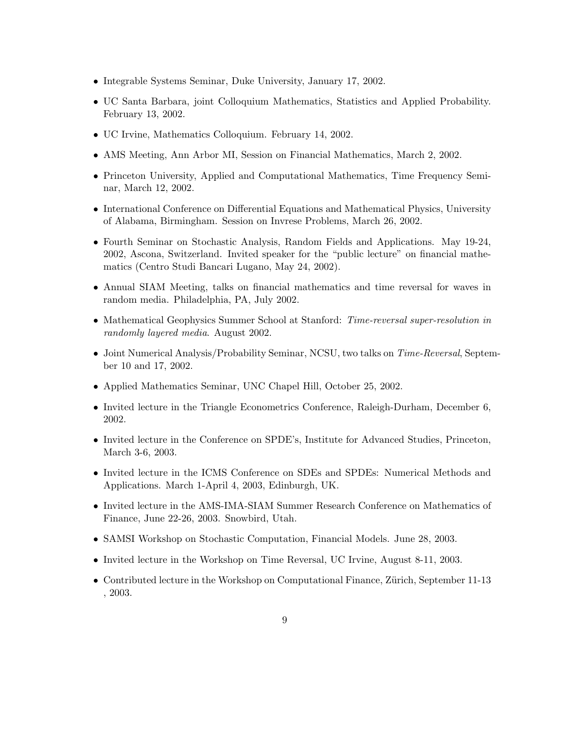- Integrable Systems Seminar, Duke University, January 17, 2002.
- UC Santa Barbara, joint Colloquium Mathematics, Statistics and Applied Probability. February 13, 2002.
- UC Irvine, Mathematics Colloquium. February 14, 2002.
- AMS Meeting, Ann Arbor MI, Session on Financial Mathematics, March 2, 2002.
- Princeton University, Applied and Computational Mathematics, Time Frequency Seminar, March 12, 2002.
- International Conference on Differential Equations and Mathematical Physics, University of Alabama, Birmingham. Session on Invrese Problems, March 26, 2002.
- Fourth Seminar on Stochastic Analysis, Random Fields and Applications. May 19-24, 2002, Ascona, Switzerland. Invited speaker for the "public lecture" on financial mathematics (Centro Studi Bancari Lugano, May 24, 2002).
- Annual SIAM Meeting, talks on financial mathematics and time reversal for waves in random media. Philadelphia, PA, July 2002.
- Mathematical Geophysics Summer School at Stanford: *Time-reversal super-resolution in randomly layered media*. August 2002.
- Joint Numerical Analysis/Probability Seminar, NCSU, two talks on *Time-Reversal*, September 10 and 17, 2002.
- Applied Mathematics Seminar, UNC Chapel Hill, October 25, 2002.
- Invited lecture in the Triangle Econometrics Conference, Raleigh-Durham, December 6, 2002.
- Invited lecture in the Conference on SPDE's, Institute for Advanced Studies, Princeton, March 3-6, 2003.
- Invited lecture in the ICMS Conference on SDEs and SPDEs: Numerical Methods and Applications. March 1-April 4, 2003, Edinburgh, UK.
- Invited lecture in the AMS-IMA-SIAM Summer Research Conference on Mathematics of Finance, June 22-26, 2003. Snowbird, Utah.
- SAMSI Workshop on Stochastic Computation, Financial Models. June 28, 2003.
- Invited lecture in the Workshop on Time Reversal, UC Irvine, August 8-11, 2003.
- Contributed lecture in the Workshop on Computational Finance, Zürich, September 11-13 , 2003.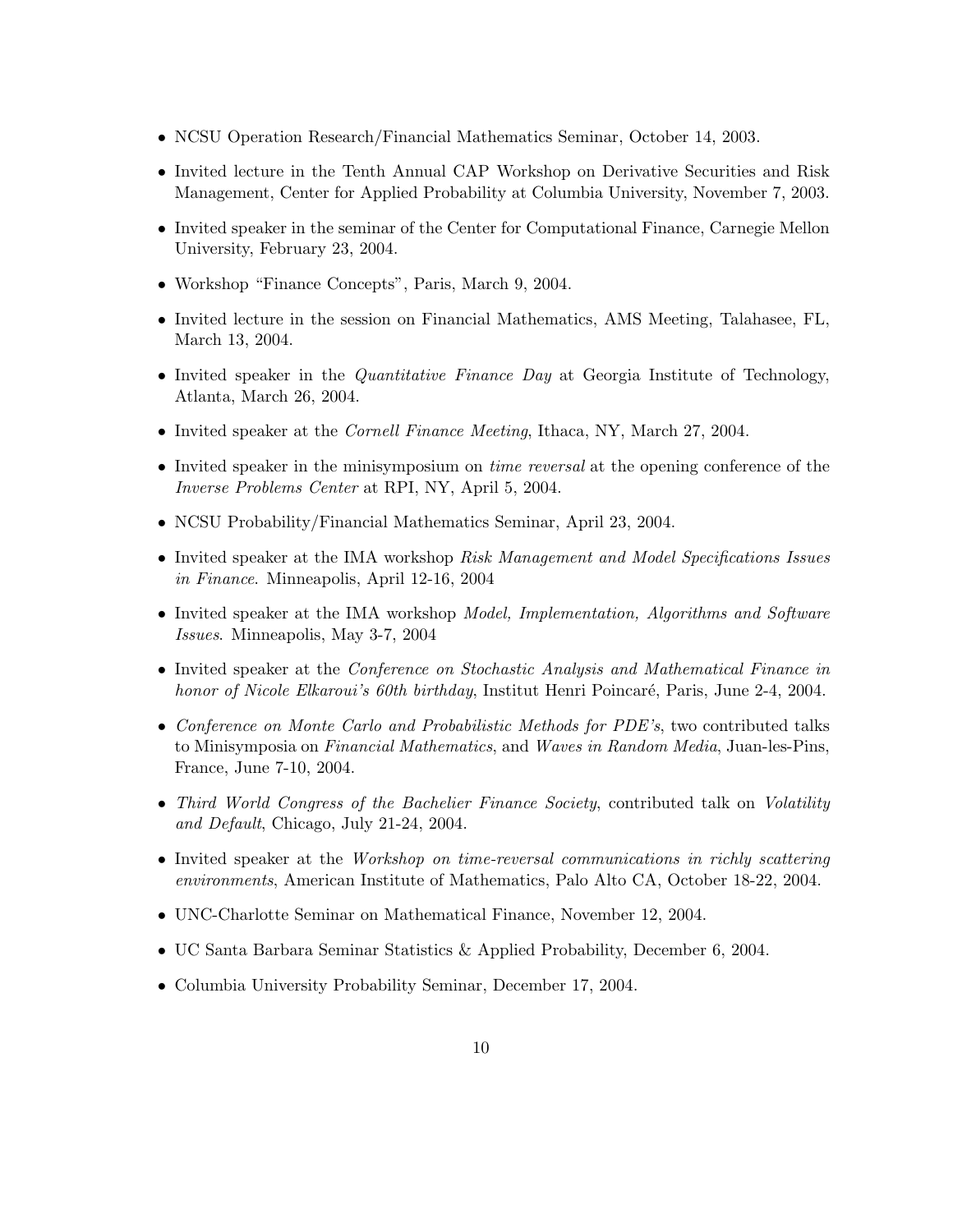- NCSU Operation Research/Financial Mathematics Seminar, October 14, 2003.
- Invited lecture in the Tenth Annual CAP Workshop on Derivative Securities and Risk Management, Center for Applied Probability at Columbia University, November 7, 2003.
- Invited speaker in the seminar of the Center for Computational Finance, Carnegie Mellon University, February 23, 2004.
- Workshop "Finance Concepts", Paris, March 9, 2004.
- Invited lecture in the session on Financial Mathematics, AMS Meeting, Talahasee, FL, March 13, 2004.
- Invited speaker in the *Quantitative Finance Day* at Georgia Institute of Technology, Atlanta, March 26, 2004.
- Invited speaker at the *Cornell Finance Meeting*, Ithaca, NY, March 27, 2004.
- Invited speaker in the minisymposium on *time reversal* at the opening conference of the *Inverse Problems Center* at RPI, NY, April 5, 2004.
- NCSU Probability/Financial Mathematics Seminar, April 23, 2004.
- Invited speaker at the IMA workshop *Risk Management and Model Specifications Issues in Finance*. Minneapolis, April 12-16, 2004
- Invited speaker at the IMA workshop *Model, Implementation, Algorithms and Software Issues*. Minneapolis, May 3-7, 2004
- Invited speaker at the *Conference on Stochastic Analysis and Mathematical Finance in honor of Nicole Elkaroui's 60th birthday*, Institut Henri Poincaré, Paris, June 2-4, 2004.
- *Conference on Monte Carlo and Probabilistic Methods for PDE's*, two contributed talks to Minisymposia on *Financial Mathematics*, and *Waves in Random Media*, Juan-les-Pins, France, June 7-10, 2004.
- *Third World Congress of the Bachelier Finance Society*, contributed talk on *Volatility and Default*, Chicago, July 21-24, 2004.
- Invited speaker at the *Workshop on time-reversal communications in richly scattering environments*, American Institute of Mathematics, Palo Alto CA, October 18-22, 2004.
- UNC-Charlotte Seminar on Mathematical Finance, November 12, 2004.
- UC Santa Barbara Seminar Statistics & Applied Probability, December 6, 2004.
- Columbia University Probability Seminar, December 17, 2004.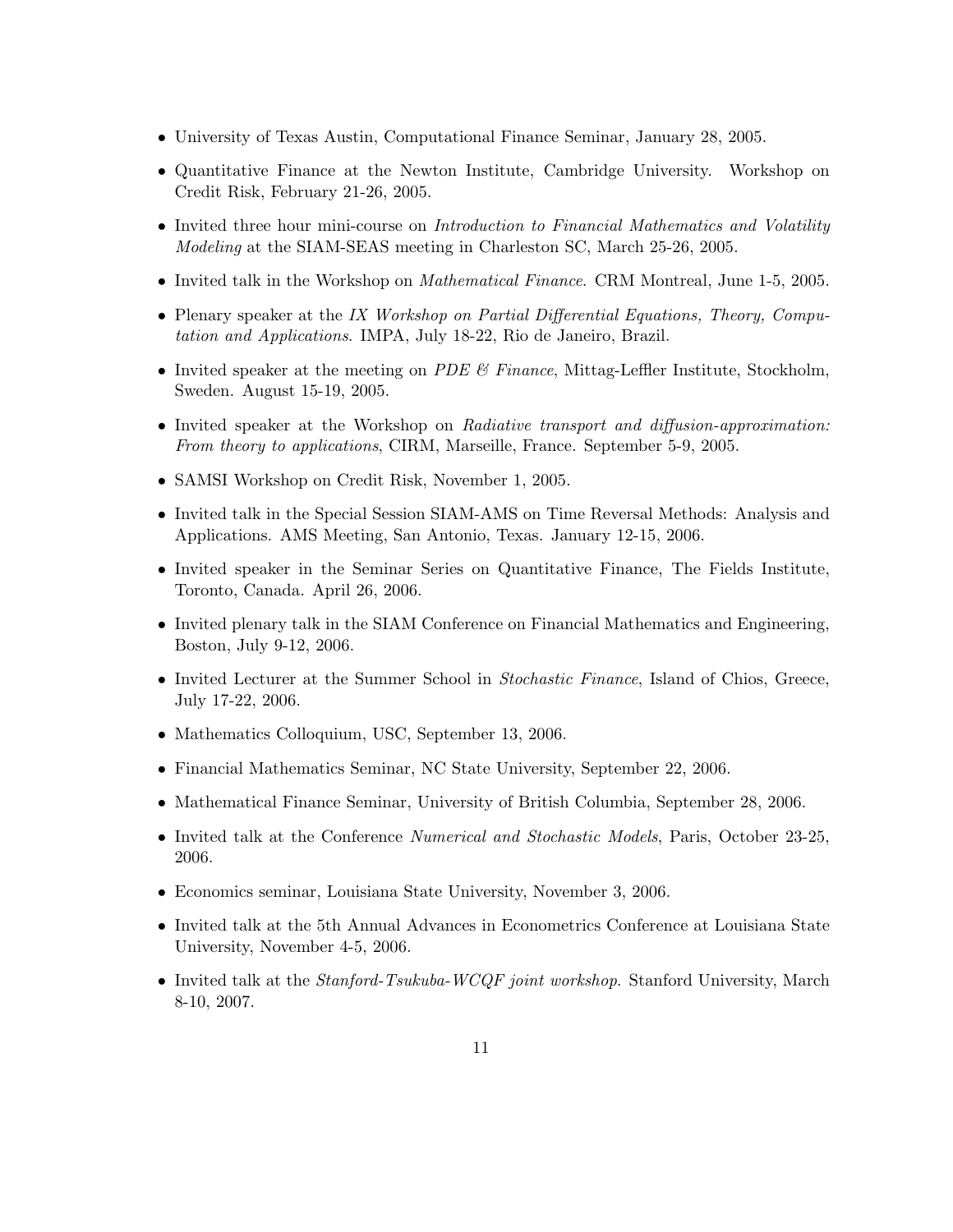- University of Texas Austin, Computational Finance Seminar, January 28, 2005.
- Quantitative Finance at the Newton Institute, Cambridge University. Workshop on Credit Risk, February 21-26, 2005.
- Invited three hour mini-course on *Introduction to Financial Mathematics and Volatility Modeling* at the SIAM-SEAS meeting in Charleston SC, March 25-26, 2005.
- Invited talk in the Workshop on *Mathematical Finance*. CRM Montreal, June 1-5, 2005.
- Plenary speaker at the *IX Workshop on Partial Differential Equations, Theory, Computation and Applications*. IMPA, July 18-22, Rio de Janeiro, Brazil.
- Invited speaker at the meeting on *PDE & Finance*, Mittag-Leffler Institute, Stockholm, Sweden. August 15-19, 2005.
- Invited speaker at the Workshop on *Radiative transport and diffusion-approximation: From theory to applications*, CIRM, Marseille, France. September 5-9, 2005.
- SAMSI Workshop on Credit Risk, November 1, 2005.
- Invited talk in the Special Session SIAM-AMS on Time Reversal Methods: Analysis and Applications. AMS Meeting, San Antonio, Texas. January 12-15, 2006.
- Invited speaker in the Seminar Series on Quantitative Finance, The Fields Institute, Toronto, Canada. April 26, 2006.
- Invited plenary talk in the SIAM Conference on Financial Mathematics and Engineering, Boston, July 9-12, 2006.
- Invited Lecturer at the Summer School in *Stochastic Finance*, Island of Chios, Greece, July 17-22, 2006.
- Mathematics Colloquium, USC, September 13, 2006.
- Financial Mathematics Seminar, NC State University, September 22, 2006.
- Mathematical Finance Seminar, University of British Columbia, September 28, 2006.
- Invited talk at the Conference *Numerical and Stochastic Models*, Paris, October 23-25, 2006.
- Economics seminar, Louisiana State University, November 3, 2006.
- Invited talk at the 5th Annual Advances in Econometrics Conference at Louisiana State University, November 4-5, 2006.
- Invited talk at the *Stanford-Tsukuba-WCQF joint workshop.* Stanford University, March 8-10, 2007.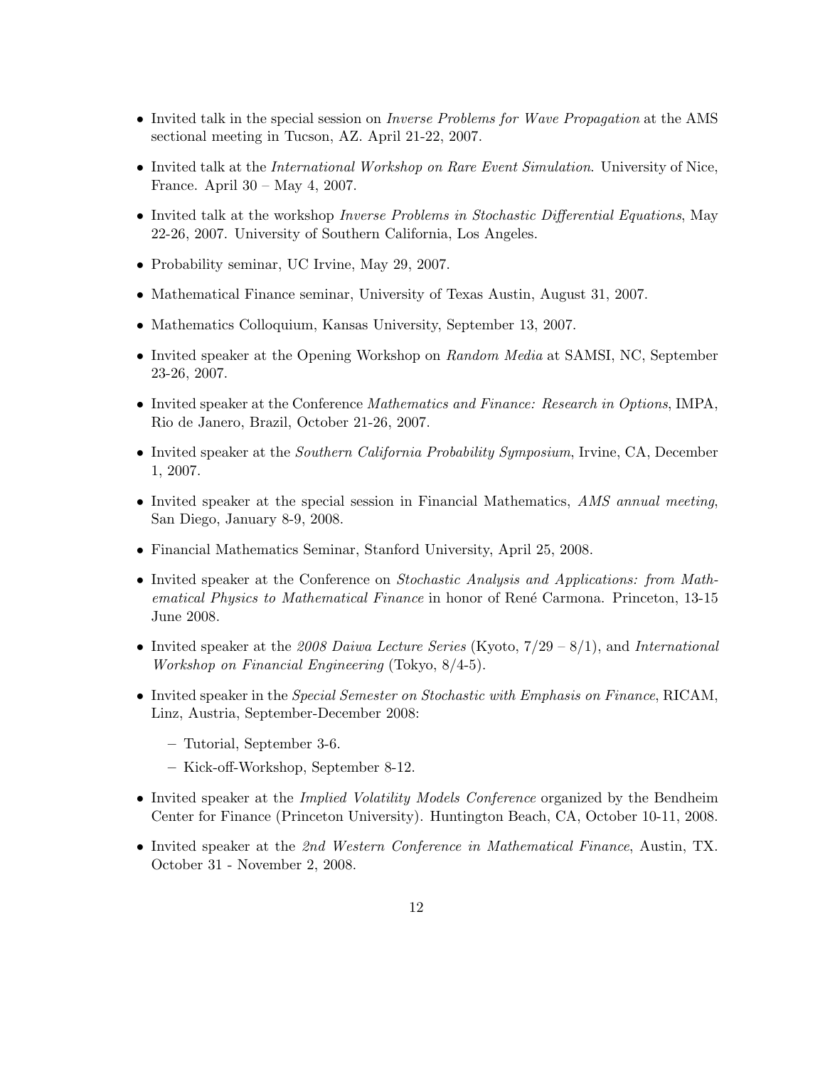- Invited talk in the special session on *Inverse Problems for Wave Propagation* at the AMS sectional meeting in Tucson, AZ. April 21-22, 2007.
- Invited talk at the *International Workshop on Rare Event Simulation*. University of Nice, France. April 30 – May 4, 2007.
- Invited talk at the workshop *Inverse Problems in Stochastic Differential Equations*, May 22-26, 2007. University of Southern California, Los Angeles.
- Probability seminar, UC Irvine, May 29, 2007.
- Mathematical Finance seminar, University of Texas Austin, August 31, 2007.
- Mathematics Colloquium, Kansas University, September 13, 2007.
- Invited speaker at the Opening Workshop on *Random Media* at SAMSI, NC, September 23-26, 2007.
- Invited speaker at the Conference *Mathematics and Finance: Research in Options*, IMPA, Rio de Janero, Brazil, October 21-26, 2007.
- Invited speaker at the *Southern California Probability Symposium*, Irvine, CA, December 1, 2007.
- Invited speaker at the special session in Financial Mathematics, *AMS annual meeting*, San Diego, January 8-9, 2008.
- Financial Mathematics Seminar, Stanford University, April 25, 2008.
- Invited speaker at the Conference on *Stochastic Analysis and Applications: from Mathematical Physics to Mathematical Finance* in honor of René Carmona. Princeton, 13-15 June 2008.
- Invited speaker at the *2008 Daiwa Lecture Series* (Kyoto, 7/29 – 8/1), and *International Workshop on Financial Engineering* (Tokyo, 8/4-5).
- Invited speaker in the *Special Semester on Stochastic with Emphasis on Finance*, RICAM, Linz, Austria, September-December 2008:
  - Tutorial, September 3-6.
  - Kick-off-Workshop, September 8-12.
- Invited speaker at the *Implied Volatility Models Conference* organized by the Bendheim Center for Finance (Princeton University). Huntington Beach, CA, October 10-11, 2008.
- Invited speaker at the *2nd Western Conference in Mathematical Finance*, Austin, TX. October 31 - November 2, 2008.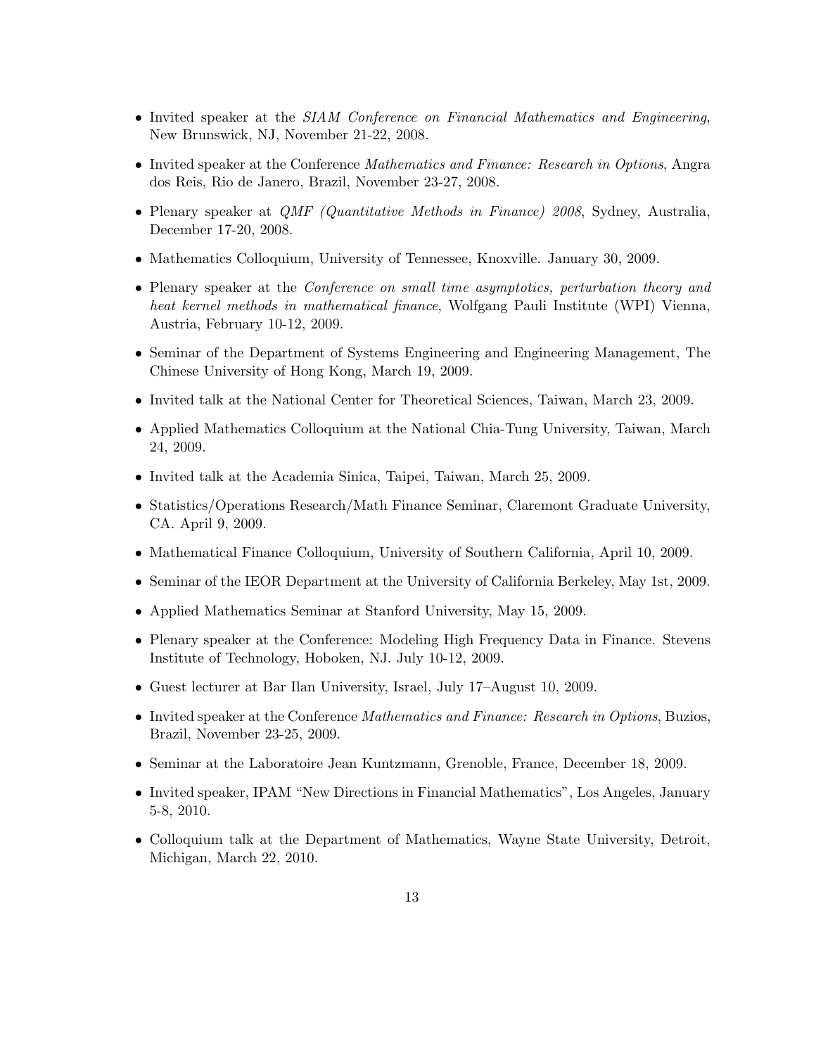- Invited speaker at the *SIAM Conference on Financial Mathematics and Engineering*, New Brunswick, NJ, November 21-22, 2008.

- Invited speaker at the Conference *Mathematics and Finance: Research in Options*, Angra dos Reis, Rio de Janero, Brazil, November 23-27, 2008.

- Plenary speaker at *QMF (Quantitative Methods in Finance) 2008*, Sydney, Australia, December 17-20, 2008.

- Mathematics Colloquium, University of Tennessee, Knoxville. January 30, 2009.

- Plenary speaker at the *Conference on small time asymptotics, perturbation theory and heat kernel methods in mathematical finance*, Wolfgang Pauli Institute (WPI) Vienna, Austria, February 10-12, 2009.

- Seminar of the Department of Systems Engineering and Engineering Management, The Chinese University of Hong Kong, March 19, 2009.

- Invited talk at the National Center for Theoretical Sciences, Taiwan, March 23, 2009.

- Applied Mathematics Colloquium at the National Chia-Tung University, Taiwan, March 24, 2009.

- Invited talk at the Academia Sinica, Taipei, Taiwan, March 25, 2009.

- Statistics/Operations Research/Math Finance Seminar, Claremont Graduate University, CA. April 9, 2009.

- Mathematical Finance Colloquium, University of Southern California, April 10, 2009.

- Seminar of the IEOR Department at the University of California Berkeley, May 1st, 2009.

- Applied Mathematics Seminar at Stanford University, May 15, 2009.

- Plenary speaker at the Conference: Modeling High Frequency Data in Finance. Stevens Institute of Technology, Hoboken, NJ. July 10-12, 2009.

- Guest lecturer at Bar Ilan University, Israel, July 17–August 10, 2009.

- Invited speaker at the Conference *Mathematics and Finance: Research in Options*, Buzios, Brazil, November 23-25, 2009.

- Seminar at the Laboratoire Jean Kuntzmann, Grenoble, France, December 18, 2009.

- Invited speaker, IPAM "New Directions in Financial Mathematics", Los Angeles, January 5-8, 2010.

- Colloquium talk at the Department of Mathematics, Wayne State University, Detroit, Michigan, March 22, 2010.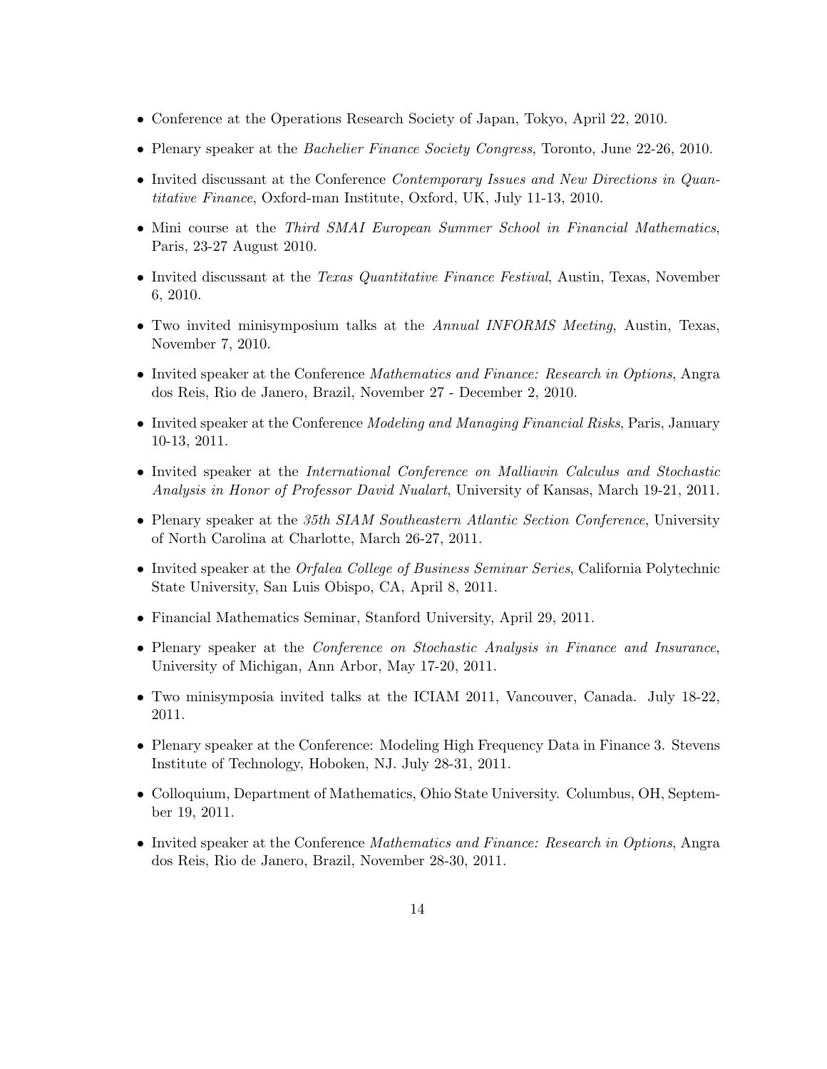- Conference at the Operations Research Society of Japan, Tokyo, April 22, 2010.
- Plenary speaker at the *Bachelier Finance Society Congress*, Toronto, June 22-26, 2010.
- Invited discussant at the Conference *Contemporary Issues and New Directions in Quantitative Finance*, Oxford-man Institute, Oxford, UK, July 11-13, 2010.
- Mini course at the *Third SMAI European Summer School in Financial Mathematics*, Paris, 23-27 August 2010.
- Invited discussant at the *Texas Quantitative Finance Festival*, Austin, Texas, November 6, 2010.
- Two invited minisymposium talks at the *Annual INFORMS Meeting*, Austin, Texas, November 7, 2010.
- Invited speaker at the Conference *Mathematics and Finance: Research in Options*, Angra dos Reis, Rio de Janero, Brazil, November 27 - December 2, 2010.
- Invited speaker at the Conference *Modeling and Managing Financial Risks*, Paris, January 10-13, 2011.
- Invited speaker at the *International Conference on Malliavin Calculus and Stochastic Analysis in Honor of Professor David Nualart*, University of Kansas, March 19-21, 2011.
- Plenary speaker at the *35th SIAM Southeastern Atlantic Section Conference*, University of North Carolina at Charlotte, March 26-27, 2011.
- Invited speaker at the *Orfalea College of Business Seminar Series*, California Polytechnic State University, San Luis Obispo, CA, April 8, 2011.
- Financial Mathematics Seminar, Stanford University, April 29, 2011.
- Plenary speaker at the *Conference on Stochastic Analysis in Finance and Insurance*, University of Michigan, Ann Arbor, May 17-20, 2011.
- Two minisymposia invited talks at the ICIAM 2011, Vancouver, Canada. July 18-22, 2011.
- Plenary speaker at the Conference: Modeling High Frequency Data in Finance 3. Stevens Institute of Technology, Hoboken, NJ. July 28-31, 2011.
- Colloquium, Department of Mathematics, Ohio State University. Columbus, OH, September 19, 2011.
- Invited speaker at the Conference *Mathematics and Finance: Research in Options*, Angra dos Reis, Rio de Janero, Brazil, November 28-30, 2011.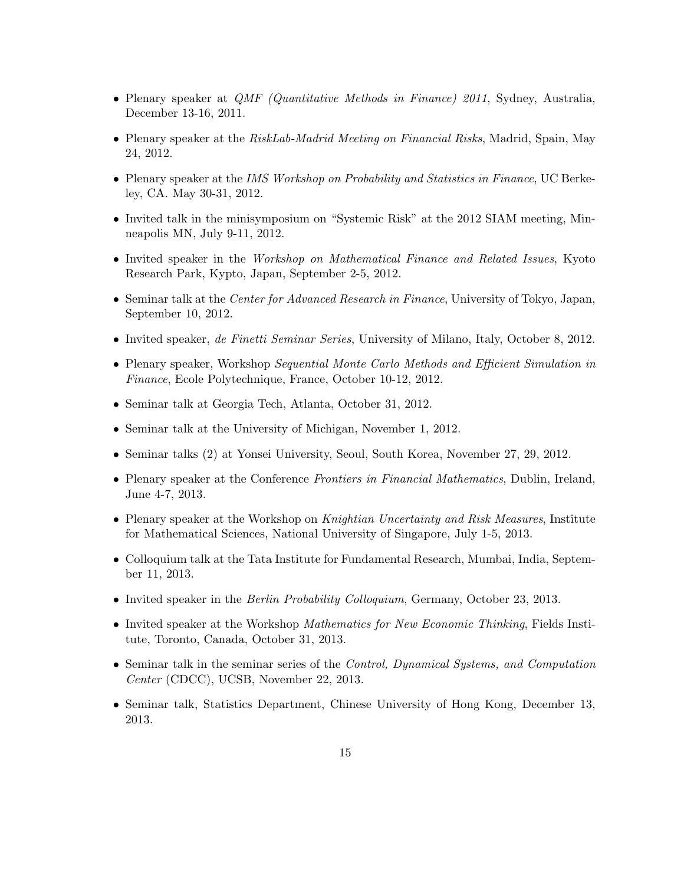- Plenary speaker at *QMF (Quantitative Methods in Finance) 2011*, Sydney, Australia, December 13-16, 2011.
- Plenary speaker at the *RiskLab-Madrid Meeting on Financial Risks*, Madrid, Spain, May 24, 2012.
- Plenary speaker at the *IMS Workshop on Probability and Statistics in Finance*, UC Berkeley, CA. May 30-31, 2012.
- Invited talk in the minisymposium on "Systemic Risk" at the 2012 SIAM meeting, Minneapolis MN, July 9-11, 2012.
- Invited speaker in the *Workshop on Mathematical Finance and Related Issues*, Kyoto Research Park, Kypto, Japan, September 2-5, 2012.
- Seminar talk at the *Center for Advanced Research in Finance*, University of Tokyo, Japan, September 10, 2012.
- Invited speaker, *de Finetti Seminar Series*, University of Milano, Italy, October 8, 2012.
- Plenary speaker, Workshop *Sequential Monte Carlo Methods and Efficient Simulation in Finance*, Ecole Polytechnique, France, October 10-12, 2012.
- Seminar talk at Georgia Tech, Atlanta, October 31, 2012.
- Seminar talk at the University of Michigan, November 1, 2012.
- Seminar talks (2) at Yonsei University, Seoul, South Korea, November 27, 29, 2012.
- Plenary speaker at the Conference *Frontiers in Financial Mathematics*, Dublin, Ireland, June 4-7, 2013.
- Plenary speaker at the Workshop on *Knightian Uncertainty and Risk Measures*, Institute for Mathematical Sciences, National University of Singapore, July 1-5, 2013.
- Colloquium talk at the Tata Institute for Fundamental Research, Mumbai, India, September 11, 2013.
- Invited speaker in the *Berlin Probability Colloquium*, Germany, October 23, 2013.
- Invited speaker at the Workshop *Mathematics for New Economic Thinking*, Fields Institute, Toronto, Canada, October 31, 2013.
- Seminar talk in the seminar series of the *Control, Dynamical Systems, and Computation Center* (CDCC), UCSB, November 22, 2013.
- Seminar talk, Statistics Department, Chinese University of Hong Kong, December 13, 2013.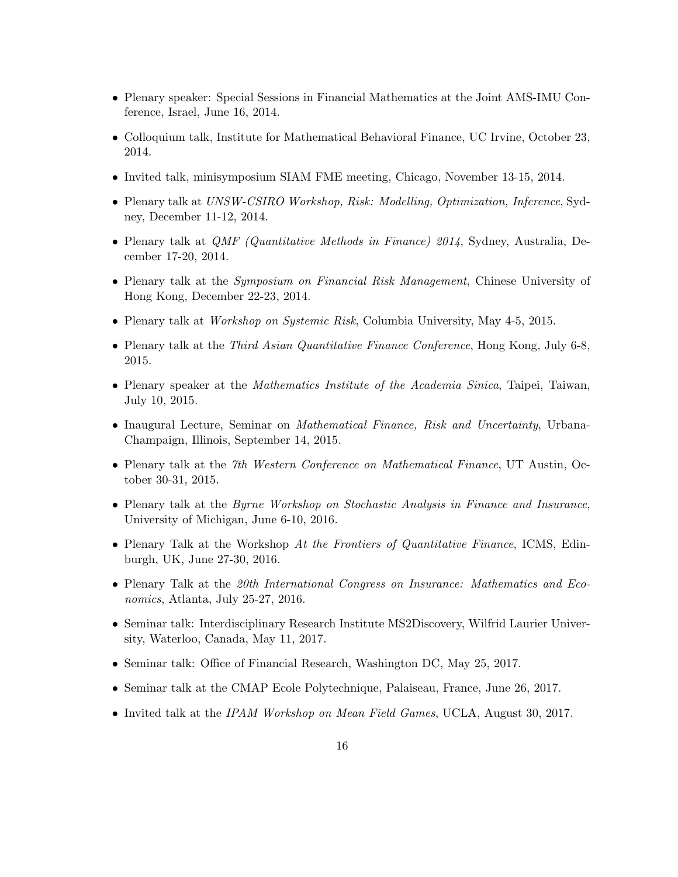- Plenary speaker: Special Sessions in Financial Mathematics at the Joint AMS-IMU Conference, Israel, June 16, 2014.
- Colloquium talk, Institute for Mathematical Behavioral Finance, UC Irvine, October 23, 2014.
- Invited talk, minisymposium SIAM FME meeting, Chicago, November 13-15, 2014.
- Plenary talk at *UNSW-CSIRO Workshop, Risk: Modelling, Optimization, Inference*, Sydney, December 11-12, 2014.
- Plenary talk at *QMF (Quantitative Methods in Finance) 2014*, Sydney, Australia, December 17-20, 2014.
- Plenary talk at the *Symposium on Financial Risk Management*, Chinese University of Hong Kong, December 22-23, 2014.
- Plenary talk at *Workshop on Systemic Risk*, Columbia University, May 4-5, 2015.
- Plenary talk at the *Third Asian Quantitative Finance Conference*, Hong Kong, July 6-8, 2015.
- Plenary speaker at the *Mathematics Institute of the Academia Sinica*, Taipei, Taiwan, July 10, 2015.
- Inaugural Lecture, Seminar on *Mathematical Finance, Risk and Uncertainty*, Urbana-Champaign, Illinois, September 14, 2015.
- Plenary talk at the *7th Western Conference on Mathematical Finance*, UT Austin, October 30-31, 2015.
- Plenary talk at the *Byrne Workshop on Stochastic Analysis in Finance and Insurance*, University of Michigan, June 6-10, 2016.
- Plenary Talk at the Workshop *At the Frontiers of Quantitative Finance*, ICMS, Edinburgh, UK, June 27-30, 2016.
- Plenary Talk at the *20th International Congress on Insurance: Mathematics and Economics*, Atlanta, July 25-27, 2016.
- Seminar talk: Interdisciplinary Research Institute MS2Discovery, Wilfrid Laurier University, Waterloo, Canada, May 11, 2017.
- Seminar talk: Office of Financial Research, Washington DC, May 25, 2017.
- Seminar talk at the CMAP Ecole Polytechnique, Palaiseau, France, June 26, 2017.
- Invited talk at the *IPAM Workshop on Mean Field Games*, UCLA, August 30, 2017.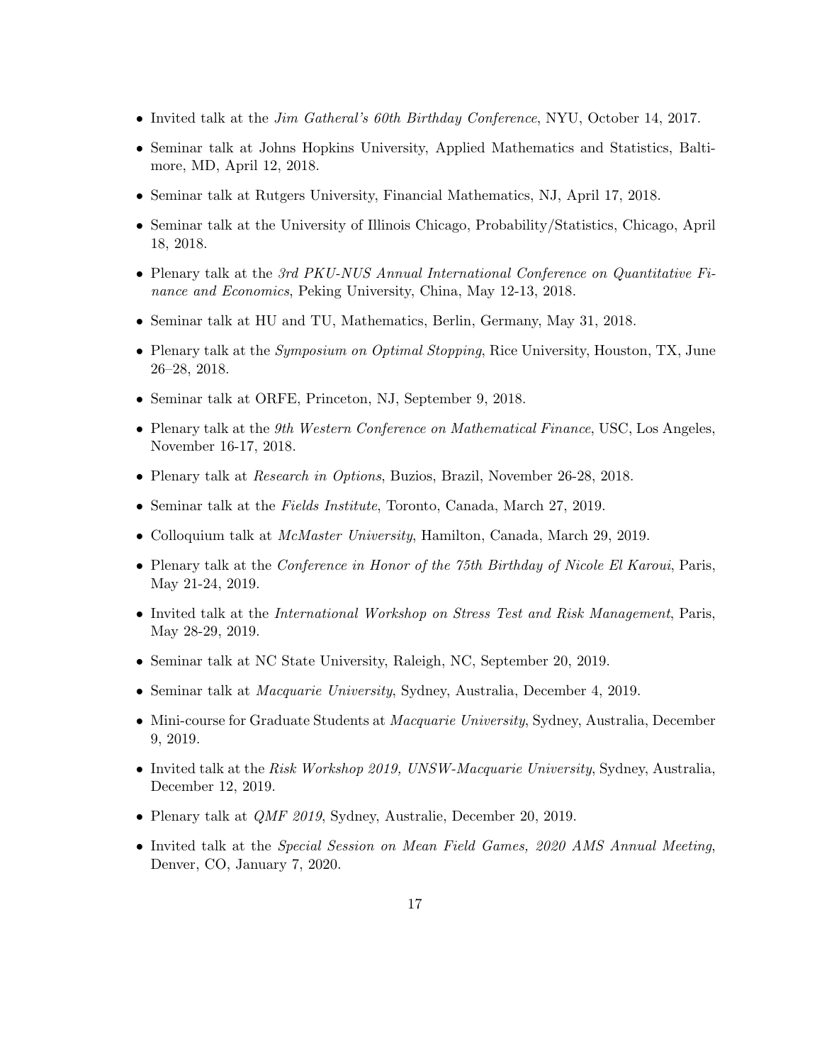- Invited talk at the *Jim Gatheral's 60th Birthday Conference*, NYU, October 14, 2017.
- Seminar talk at Johns Hopkins University, Applied Mathematics and Statistics, Baltimore, MD, April 12, 2018.
- Seminar talk at Rutgers University, Financial Mathematics, NJ, April 17, 2018.
- Seminar talk at the University of Illinois Chicago, Probability/Statistics, Chicago, April 18, 2018.
- Plenary talk at the *3rd PKU-NUS Annual International Conference on Quantitative Finance and Economics*, Peking University, China, May 12-13, 2018.
- Seminar talk at HU and TU, Mathematics, Berlin, Germany, May 31, 2018.
- Plenary talk at the *Symposium on Optimal Stopping*, Rice University, Houston, TX, June 26–28, 2018.
- Seminar talk at ORFE, Princeton, NJ, September 9, 2018.
- Plenary talk at the *9th Western Conference on Mathematical Finance*, USC, Los Angeles, November 16-17, 2018.
- Plenary talk at *Research in Options*, Buzios, Brazil, November 26-28, 2018.
- Seminar talk at the *Fields Institute*, Toronto, Canada, March 27, 2019.
- Colloquium talk at *McMaster University*, Hamilton, Canada, March 29, 2019.
- Plenary talk at the *Conference in Honor of the 75th Birthday of Nicole El Karoui*, Paris, May 21-24, 2019.
- Invited talk at the *International Workshop on Stress Test and Risk Management*, Paris, May 28-29, 2019.
- Seminar talk at NC State University, Raleigh, NC, September 20, 2019.
- Seminar talk at *Macquarie University*, Sydney, Australia, December 4, 2019.
- Mini-course for Graduate Students at *Macquarie University*, Sydney, Australia, December 9, 2019.
- Invited talk at the *Risk Workshop 2019, UNSW-Macquarie University*, Sydney, Australia, December 12, 2019.
- Plenary talk at *QMF 2019*, Sydney, Australie, December 20, 2019.
- Invited talk at the *Special Session on Mean Field Games, 2020 AMS Annual Meeting*, Denver, CO, January 7, 2020.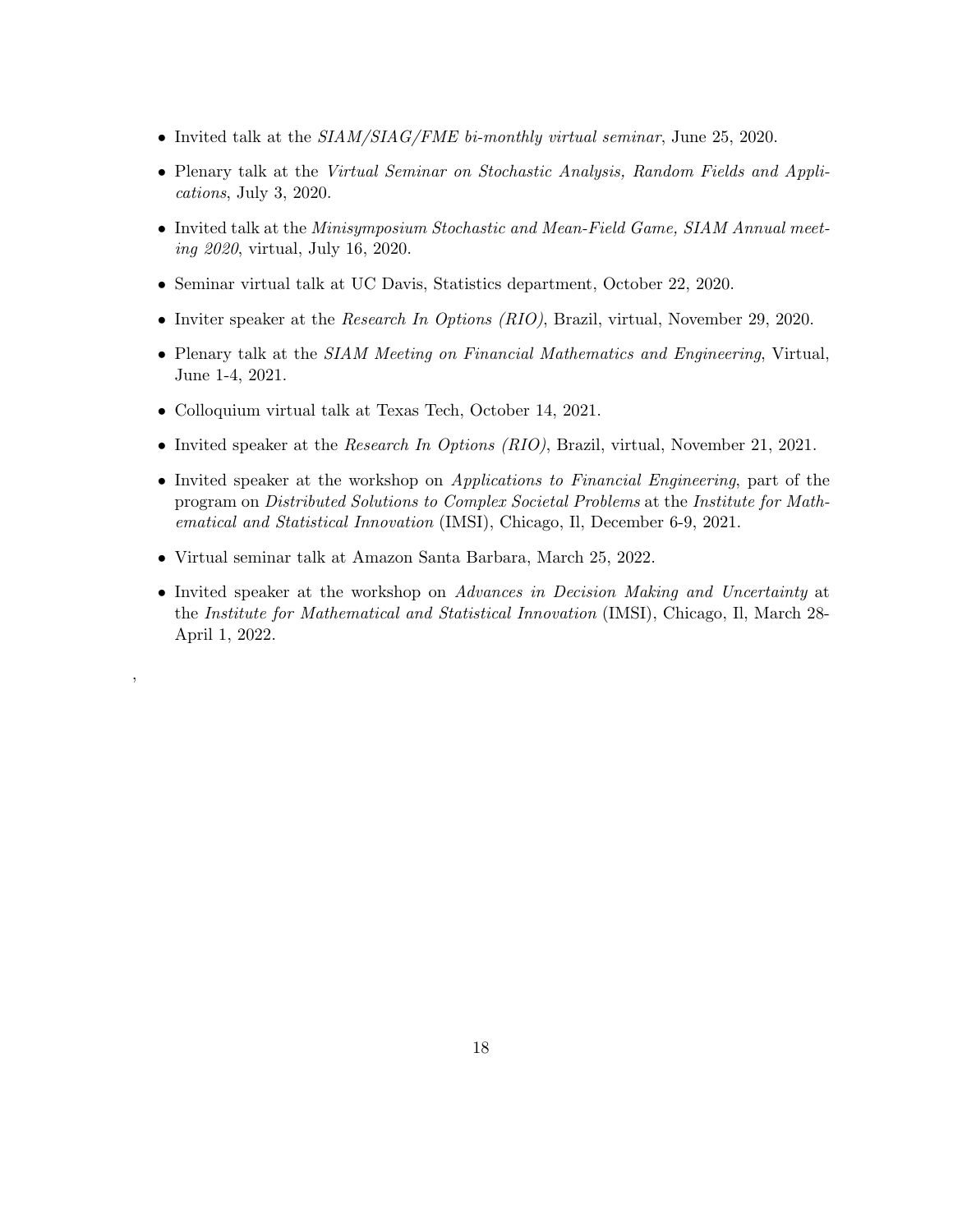- Invited talk at the *SIAM/SIAG/FME bi-monthly virtual seminar*, June 25, 2020.
- Plenary talk at the *Virtual Seminar on Stochastic Analysis, Random Fields and Applications*, July 3, 2020.
- Invited talk at the *Minisymposium Stochastic and Mean-Field Game, SIAM Annual meeting 2020*, virtual, July 16, 2020.
- Seminar virtual talk at UC Davis, Statistics department, October 22, 2020.
- Inviter speaker at the *Research In Options (RIO)*, Brazil, virtual, November 29, 2020.
- Plenary talk at the *SIAM Meeting on Financial Mathematics and Engineering*, Virtual, June 1-4, 2021.
- Colloquium virtual talk at Texas Tech, October 14, 2021.
- Invited speaker at the *Research In Options (RIO)*, Brazil, virtual, November 21, 2021.
- Invited speaker at the workshop on *Applications to Financial Engineering*, part of the program on *Distributed Solutions to Complex Societal Problems* at the *Institute for Mathematical and Statistical Innovation* (IMSI), Chicago, Il, December 6-9, 2021.
- Virtual seminar talk at Amazon Santa Barbara, March 25, 2022.
- Invited speaker at the workshop on *Advances in Decision Making and Uncertainty* at the *Institute for Mathematical and Statistical Innovation* (IMSI), Chicago, Il, March 28-April 1, 2022.

,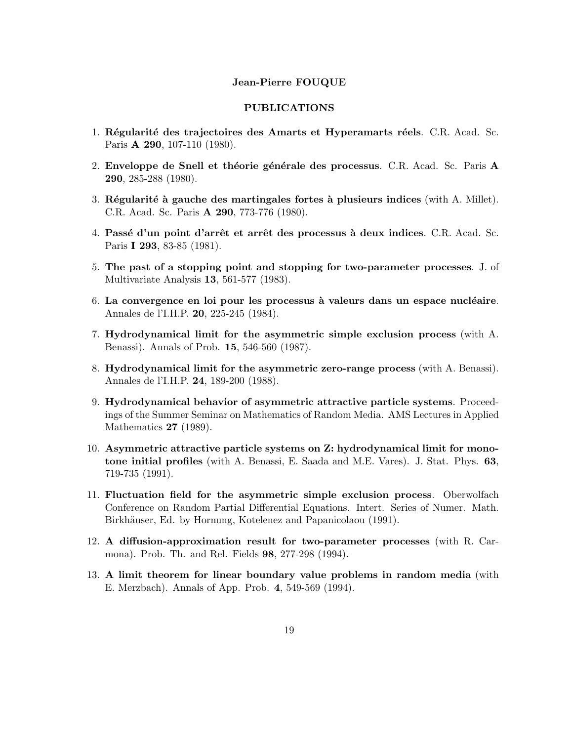**Jean-Pierre FOUQUE**

**PUBLICATIONS**

1. **Régularité des trajectoires des Amarts et Hyperamarts réels**. C.R. Acad. Sc. Paris **A 290**, 107-110 (1980).

2. **Enveloppe de Snell et théorie générale des processus**. C.R. Acad. Sc. Paris **A 290**, 285-288 (1980).

3. **Régularité à gauche des martingales fortes à plusieurs indices** (with A. Millet). C.R. Acad. Sc. Paris **A 290**, 773-776 (1980).

4. **Passé d'un point d'arrêt et arrêt des processus à deux indices**. C.R. Acad. Sc. Paris **I 293**, 83-85 (1981).

5. **The past of a stopping point and stopping for two-parameter processes**. J. of Multivariate Analysis **13**, 561-577 (1983).

6. **La convergence en loi pour les processus à valeurs dans un espace nucléaire**. Annales de l'I.H.P. **20**, 225-245 (1984).

7. **Hydrodynamical limit for the asymmetric simple exclusion process** (with A. Benassi). Annals of Prob. **15**, 546-560 (1987).

8. **Hydrodynamical limit for the asymmetric zero-range process** (with A. Benassi). Annales de l'I.H.P. **24**, 189-200 (1988).

9. **Hydrodynamical behavior of asymmetric attractive particle systems**. Proceedings of the Summer Seminar on Mathematics of Random Media. AMS Lectures in Applied Mathematics **27** (1989).

10. **Asymmetric attractive particle systems on Z: hydrodynamical limit for monotone initial profiles** (with A. Benassi, E. Saada and M.E. Vares). J. Stat. Phys. **63**, 719-735 (1991).

11. **Fluctuation field for the asymmetric simple exclusion process**. Oberwolfach Conference on Random Partial Differential Equations. Intert. Series of Numer. Math. Birkhäuser, Ed. by Hornung, Kotelenez and Papanicolaou (1991).

12. **A diffusion-approximation result for two-parameter processes** (with R. Carmona). Prob. Th. and Rel. Fields **98**, 277-298 (1994).

13. **A limit theorem for linear boundary value problems in random media** (with E. Merzbach). Annals of App. Prob. **4**, 549-569 (1994).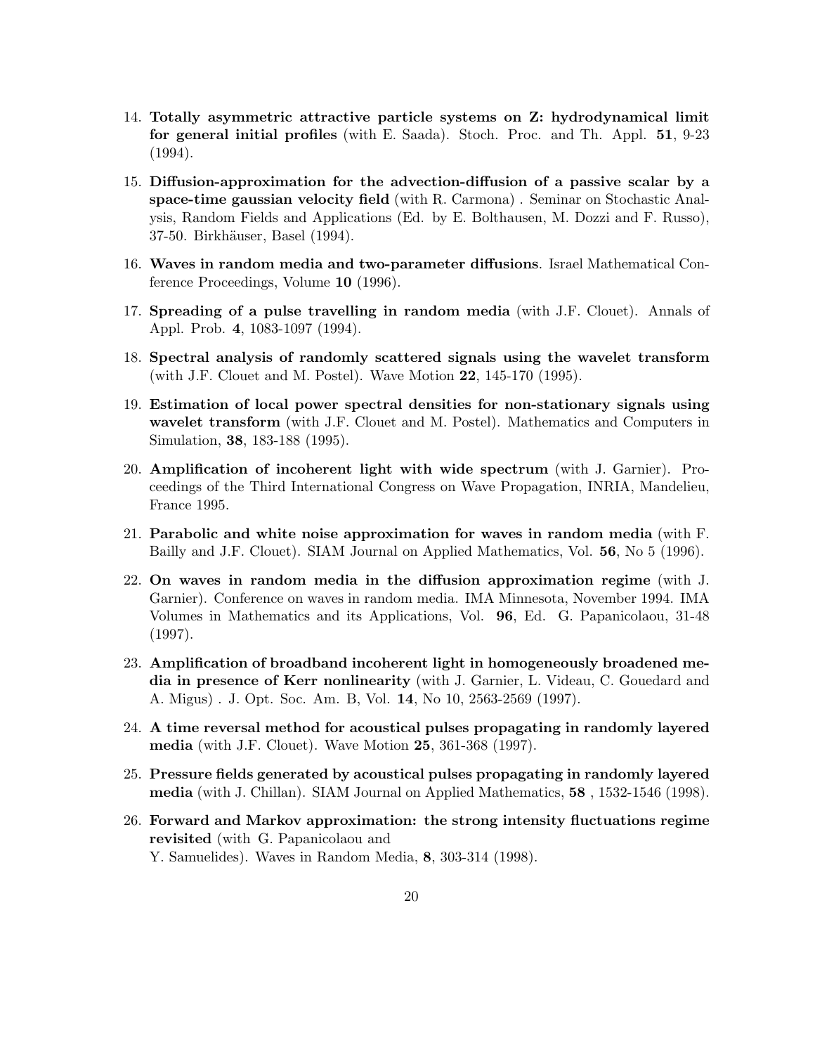14. **Totally asymmetric attractive particle systems on Z: hydrodynamical limit for general initial profiles** (with E. Saada). Stoch. Proc. and Th. Appl. **51**, 9-23 (1994).

15. **Diffusion-approximation for the advection-diffusion of a passive scalar by a space-time gaussian velocity field** (with R. Carmona) . Seminar on Stochastic Analysis, Random Fields and Applications (Ed. by E. Bolthausen, M. Dozzi and F. Russo), 37-50. Birkhäuser, Basel (1994).

16. **Waves in random media and two-parameter diffusions**. Israel Mathematical Conference Proceedings, Volume **10** (1996).

17. **Spreading of a pulse travelling in random media** (with J.F. Clouet). Annals of Appl. Prob. **4**, 1083-1097 (1994).

18. **Spectral analysis of randomly scattered signals using the wavelet transform** (with J.F. Clouet and M. Postel). Wave Motion **22**, 145-170 (1995).

19. **Estimation of local power spectral densities for non-stationary signals using wavelet transform** (with J.F. Clouet and M. Postel). Mathematics and Computers in Simulation, **38**, 183-188 (1995).

20. **Amplification of incoherent light with wide spectrum** (with J. Garnier). Proceedings of the Third International Congress on Wave Propagation, INRIA, Mandelieu, France 1995.

21. **Parabolic and white noise approximation for waves in random media** (with F. Bailly and J.F. Clouet). SIAM Journal on Applied Mathematics, Vol. **56**, No 5 (1996).

22. **On waves in random media in the diffusion approximation regime** (with J. Garnier). Conference on waves in random media. IMA Minnesota, November 1994. IMA Volumes in Mathematics and its Applications, Vol. **96**, Ed. G. Papanicolaou, 31-48 (1997).

23. **Amplification of broadband incoherent light in homogeneously broadened media in presence of Kerr nonlinearity** (with J. Garnier, L. Videau, C. Gouedard and A. Migus) . J. Opt. Soc. Am. B, Vol. **14**, No 10, 2563-2569 (1997).

24. **A time reversal method for acoustical pulses propagating in randomly layered media** (with J.F. Clouet). Wave Motion **25**, 361-368 (1997).

25. **Pressure fields generated by acoustical pulses propagating in randomly layered media** (with J. Chillan). SIAM Journal on Applied Mathematics, **58** , 1532-1546 (1998).

26. **Forward and Markov approximation: the strong intensity fluctuations regime revisited** (with G. Papanicolaou and Y. Samuelides). Waves in Random Media, **8**, 303-314 (1998).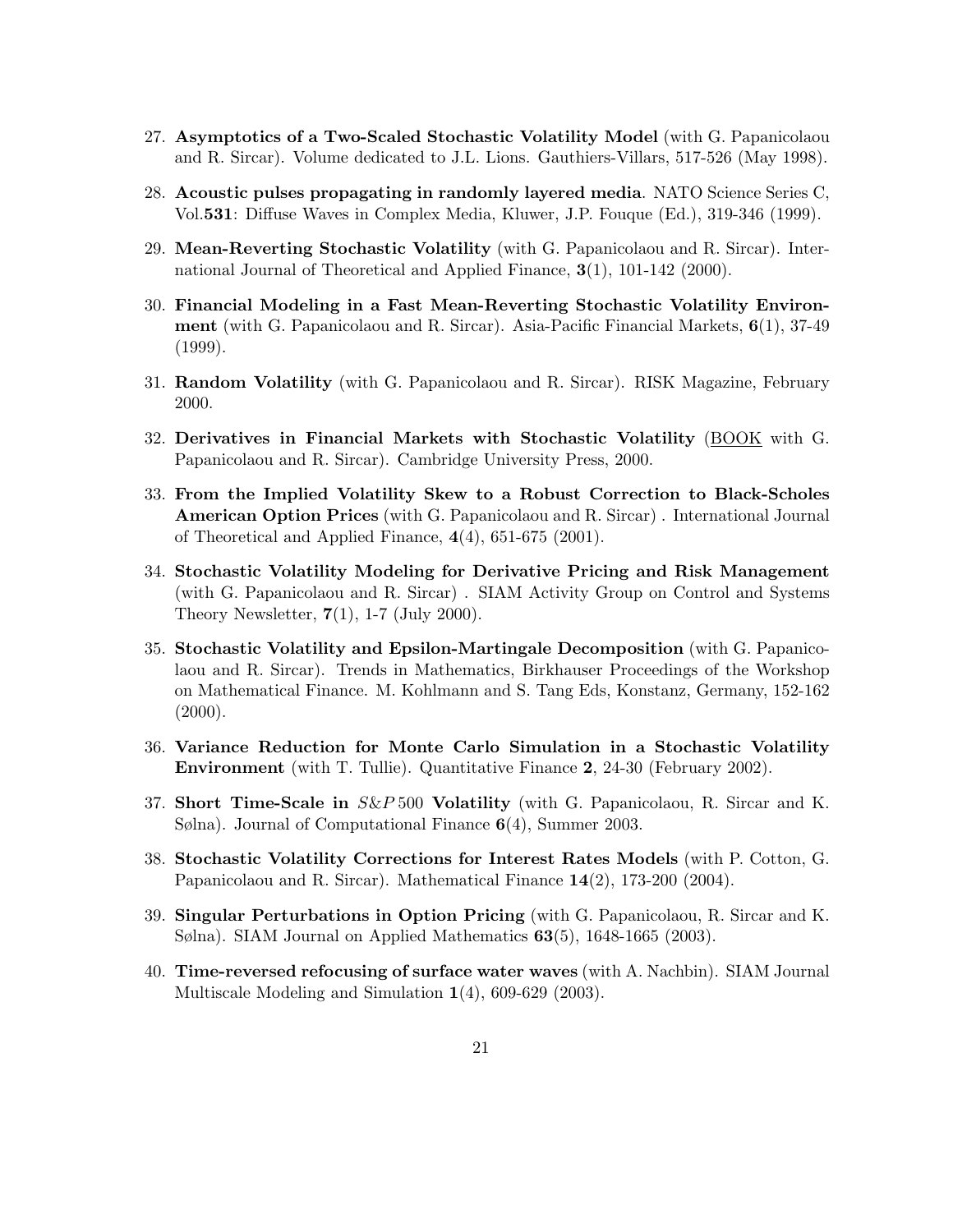27. **Asymptotics of a Two-Scaled Stochastic Volatility Model** (with G. Papanicolaou and R. Sircar). Volume dedicated to J.L. Lions. Gauthiers-Villars, 517-526 (May 1998).

28. **Acoustic pulses propagating in randomly layered media**. NATO Science Series C, Vol.**531**: Diffuse Waves in Complex Media, Kluwer, J.P. Fouque (Ed.), 319-346 (1999).

29. **Mean-Reverting Stochastic Volatility** (with G. Papanicolaou and R. Sircar). International Journal of Theoretical and Applied Finance, **3**(1), 101-142 (2000).

30. **Financial Modeling in a Fast Mean-Reverting Stochastic Volatility Environment** (with G. Papanicolaou and R. Sircar). Asia-Pacific Financial Markets, **6**(1), 37-49 (1999).

31. **Random Volatility** (with G. Papanicolaou and R. Sircar). RISK Magazine, February 2000.

32. **Derivatives in Financial Markets with Stochastic Volatility** (BOOK with G. Papanicolaou and R. Sircar). Cambridge University Press, 2000.

33. **From the Implied Volatility Skew to a Robust Correction to Black-Scholes American Option Prices** (with G. Papanicolaou and R. Sircar) . International Journal of Theoretical and Applied Finance, **4**(4), 651-675 (2001).

34. **Stochastic Volatility Modeling for Derivative Pricing and Risk Management** (with G. Papanicolaou and R. Sircar) . SIAM Activity Group on Control and Systems Theory Newsletter, **7**(1), 1-7 (July 2000).

35. **Stochastic Volatility and Epsilon-Martingale Decomposition** (with G. Papanicolaou and R. Sircar). Trends in Mathematics, Birkhauser Proceedings of the Workshop on Mathematical Finance. M. Kohlmann and S. Tang Eds, Konstanz, Germany, 152-162 (2000).

36. **Variance Reduction for Monte Carlo Simulation in a Stochastic Volatility Environment** (with T. Tullie). Quantitative Finance **2**, 24-30 (February 2002).

37. **Short Time-Scale in $S\&P\,500$ Volatility** (with G. Papanicolaou, R. Sircar and K. Sølna). Journal of Computational Finance **6**(4), Summer 2003.

38. **Stochastic Volatility Corrections for Interest Rates Models** (with P. Cotton, G. Papanicolaou and R. Sircar). Mathematical Finance **14**(2), 173-200 (2004).

39. **Singular Perturbations in Option Pricing** (with G. Papanicolaou, R. Sircar and K. Sølna). SIAM Journal on Applied Mathematics **63**(5), 1648-1665 (2003).

40. **Time-reversed refocusing of surface water waves** (with A. Nachbin). SIAM Journal Multiscale Modeling and Simulation **1**(4), 609-629 (2003).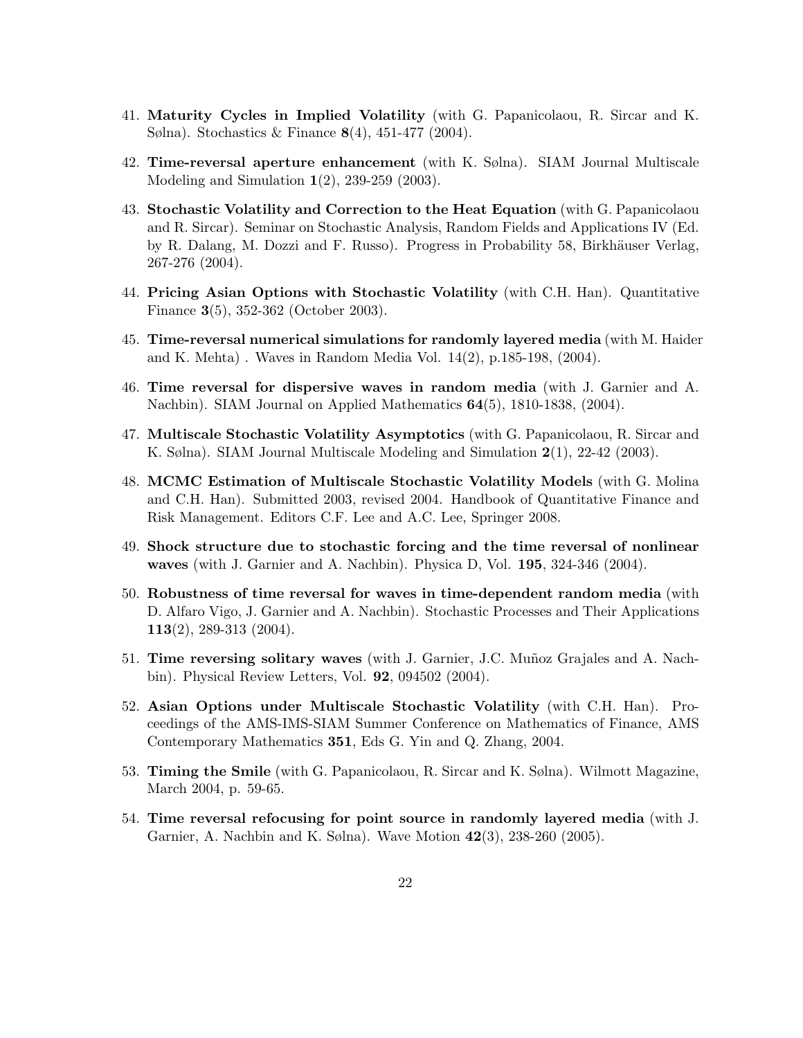41. **Maturity Cycles in Implied Volatility** (with G. Papanicolaou, R. Sircar and K. Sølna). Stochastics & Finance **8**(4), 451-477 (2004).

42. **Time-reversal aperture enhancement** (with K. Sølna). SIAM Journal Multiscale Modeling and Simulation **1**(2), 239-259 (2003).

43. **Stochastic Volatility and Correction to the Heat Equation** (with G. Papanicolaou and R. Sircar). Seminar on Stochastic Analysis, Random Fields and Applications IV (Ed. by R. Dalang, M. Dozzi and F. Russo). Progress in Probability 58, Birkhäuser Verlag, 267-276 (2004).

44. **Pricing Asian Options with Stochastic Volatility** (with C.H. Han). Quantitative Finance **3**(5), 352-362 (October 2003).

45. **Time-reversal numerical simulations for randomly layered media** (with M. Haider and K. Mehta) . Waves in Random Media Vol. 14(2), p.185-198, (2004).

46. **Time reversal for dispersive waves in random media** (with J. Garnier and A. Nachbin). SIAM Journal on Applied Mathematics **64**(5), 1810-1838, (2004).

47. **Multiscale Stochastic Volatility Asymptotics** (with G. Papanicolaou, R. Sircar and K. Sølna). SIAM Journal Multiscale Modeling and Simulation **2**(1), 22-42 (2003).

48. **MCMC Estimation of Multiscale Stochastic Volatility Models** (with G. Molina and C.H. Han). Submitted 2003, revised 2004. Handbook of Quantitative Finance and Risk Management. Editors C.F. Lee and A.C. Lee, Springer 2008.

49. **Shock structure due to stochastic forcing and the time reversal of nonlinear waves** (with J. Garnier and A. Nachbin). Physica D, Vol. **195**, 324-346 (2004).

50. **Robustness of time reversal for waves in time-dependent random media** (with D. Alfaro Vigo, J. Garnier and A. Nachbin). Stochastic Processes and Their Applications **113**(2), 289-313 (2004).

51. **Time reversing solitary waves** (with J. Garnier, J.C. Muñoz Grajales and A. Nachbin). Physical Review Letters, Vol. **92**, 094502 (2004).

52. **Asian Options under Multiscale Stochastic Volatility** (with C.H. Han). Proceedings of the AMS-IMS-SIAM Summer Conference on Mathematics of Finance, AMS Contemporary Mathematics **351**, Eds G. Yin and Q. Zhang, 2004.

53. **Timing the Smile** (with G. Papanicolaou, R. Sircar and K. Sølna). Wilmott Magazine, March 2004, p. 59-65.

54. **Time reversal refocusing for point source in randomly layered media** (with J. Garnier, A. Nachbin and K. Sølna). Wave Motion **42**(3), 238-260 (2005).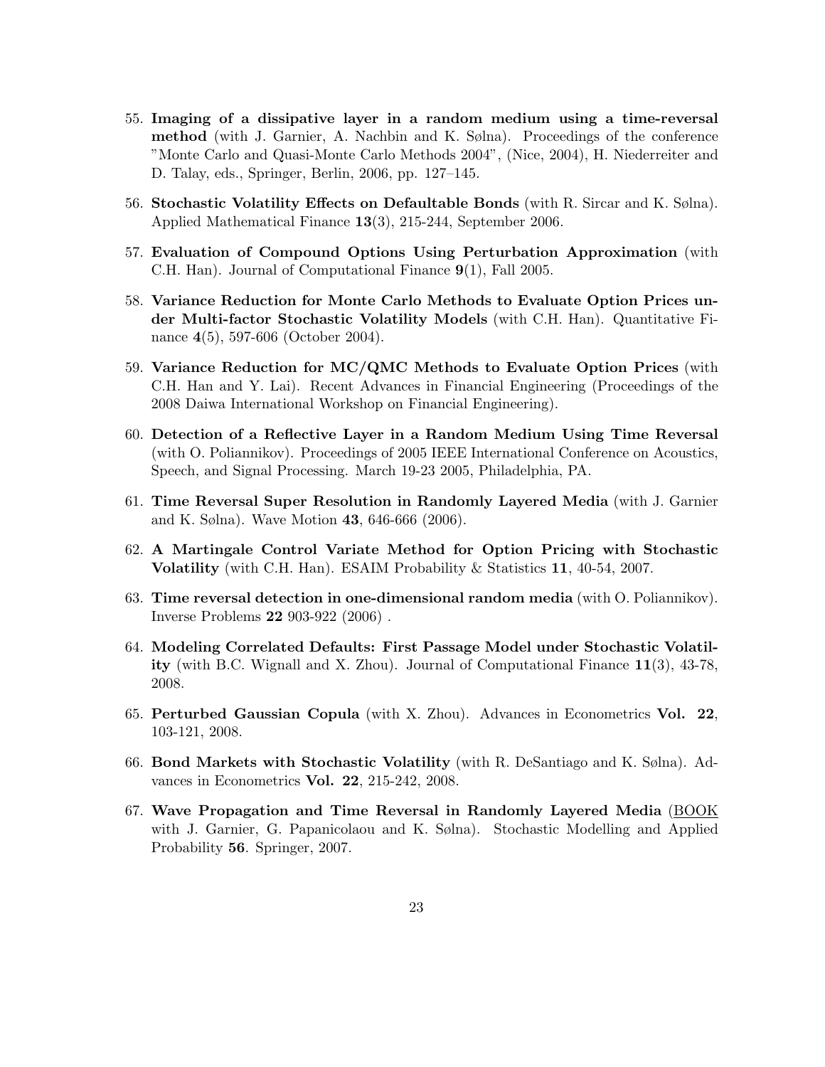55. **Imaging of a dissipative layer in a random medium using a time-reversal method** (with J. Garnier, A. Nachbin and K. Sølna). Proceedings of the conference "Monte Carlo and Quasi-Monte Carlo Methods 2004", (Nice, 2004), H. Niederreiter and D. Talay, eds., Springer, Berlin, 2006, pp. 127–145.

56. **Stochastic Volatility Effects on Defaultable Bonds** (with R. Sircar and K. Sølna). Applied Mathematical Finance **13**(3), 215-244, September 2006.

57. **Evaluation of Compound Options Using Perturbation Approximation** (with C.H. Han). Journal of Computational Finance **9**(1), Fall 2005.

58. **Variance Reduction for Monte Carlo Methods to Evaluate Option Prices under Multi-factor Stochastic Volatility Models** (with C.H. Han). Quantitative Finance **4**(5), 597-606 (October 2004).

59. **Variance Reduction for MC/QMC Methods to Evaluate Option Prices** (with C.H. Han and Y. Lai). Recent Advances in Financial Engineering (Proceedings of the 2008 Daiwa International Workshop on Financial Engineering).

60. **Detection of a Reflective Layer in a Random Medium Using Time Reversal** (with O. Poliannikov). Proceedings of 2005 IEEE International Conference on Acoustics, Speech, and Signal Processing. March 19-23 2005, Philadelphia, PA.

61. **Time Reversal Super Resolution in Randomly Layered Media** (with J. Garnier and K. Sølna). Wave Motion **43**, 646-666 (2006).

62. **A Martingale Control Variate Method for Option Pricing with Stochastic Volatility** (with C.H. Han). ESAIM Probability & Statistics **11**, 40-54, 2007.

63. **Time reversal detection in one-dimensional random media** (with O. Poliannikov). Inverse Problems **22** 903-922 (2006) .

64. **Modeling Correlated Defaults: First Passage Model under Stochastic Volatility** (with B.C. Wignall and X. Zhou). Journal of Computational Finance **11**(3), 43-78, 2008.

65. **Perturbed Gaussian Copula** (with X. Zhou). Advances in Econometrics **Vol. 22**, 103-121, 2008.

66. **Bond Markets with Stochastic Volatility** (with R. DeSantiago and K. Sølna). Advances in Econometrics **Vol. 22**, 215-242, 2008.

67. **Wave Propagation and Time Reversal in Randomly Layered Media** (BOOK with J. Garnier, G. Papanicolaou and K. Sølna). Stochastic Modelling and Applied Probability **56**. Springer, 2007.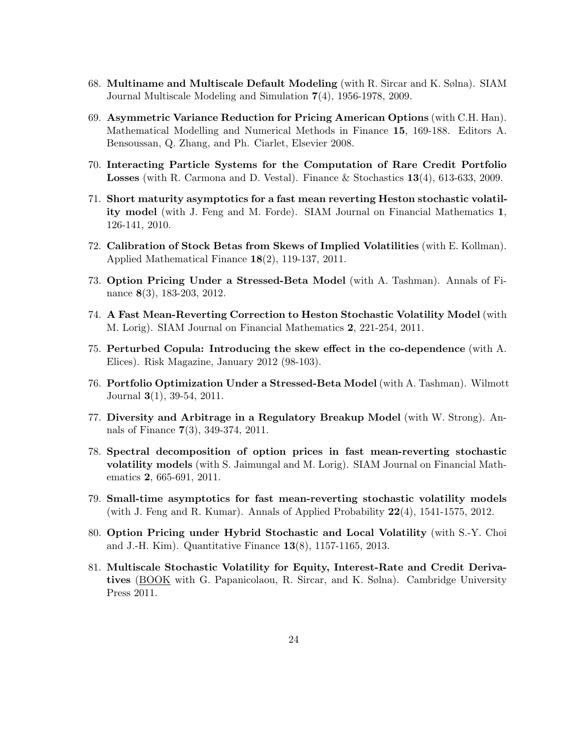68. **Multiname and Multiscale Default Modeling** (with R. Sircar and K. Sølna). SIAM Journal Multiscale Modeling and Simulation **7**(4), 1956-1978, 2009.

69. **Asymmetric Variance Reduction for Pricing American Options** (with C.H. Han). Mathematical Modelling and Numerical Methods in Finance **15**, 169-188. Editors A. Bensoussan, Q. Zhang, and Ph. Ciarlet, Elsevier 2008.

70. **Interacting Particle Systems for the Computation of Rare Credit Portfolio Losses** (with R. Carmona and D. Vestal). Finance & Stochastics **13**(4), 613-633, 2009.

71. **Short maturity asymptotics for a fast mean reverting Heston stochastic volatility model** (with J. Feng and M. Forde). SIAM Journal on Financial Mathematics **1**, 126-141, 2010.

72. **Calibration of Stock Betas from Skews of Implied Volatilities** (with E. Kollman). Applied Mathematical Finance **18**(2), 119-137, 2011.

73. **Option Pricing Under a Stressed-Beta Model** (with A. Tashman). Annals of Finance **8**(3), 183-203, 2012.

74. **A Fast Mean-Reverting Correction to Heston Stochastic Volatility Model** (with M. Lorig). SIAM Journal on Financial Mathematics **2**, 221-254, 2011.

75. **Perturbed Copula: Introducing the skew effect in the co-dependence** (with A. Elices). Risk Magazine, January 2012 (98-103).

76. **Portfolio Optimization Under a Stressed-Beta Model** (with A. Tashman). Wilmott Journal **3**(1), 39-54, 2011.

77. **Diversity and Arbitrage in a Regulatory Breakup Model** (with W. Strong). Annals of Finance **7**(3), 349-374, 2011.

78. **Spectral decomposition of option prices in fast mean-reverting stochastic volatility models** (with S. Jaimungal and M. Lorig). SIAM Journal on Financial Mathematics **2**, 665-691, 2011.

79. **Small-time asymptotics for fast mean-reverting stochastic volatility models** (with J. Feng and R. Kumar). Annals of Applied Probability **22**(4), 1541-1575, 2012.

80. **Option Pricing under Hybrid Stochastic and Local Volatility** (with S.-Y. Choi and J.-H. Kim). Quantitative Finance **13**(8), 1157-1165, 2013.

81. **Multiscale Stochastic Volatility for Equity, Interest-Rate and Credit Derivatives** (<u>BOOK</u> with G. Papanicolaou, R. Sircar, and K. Sølna). Cambridge University Press 2011.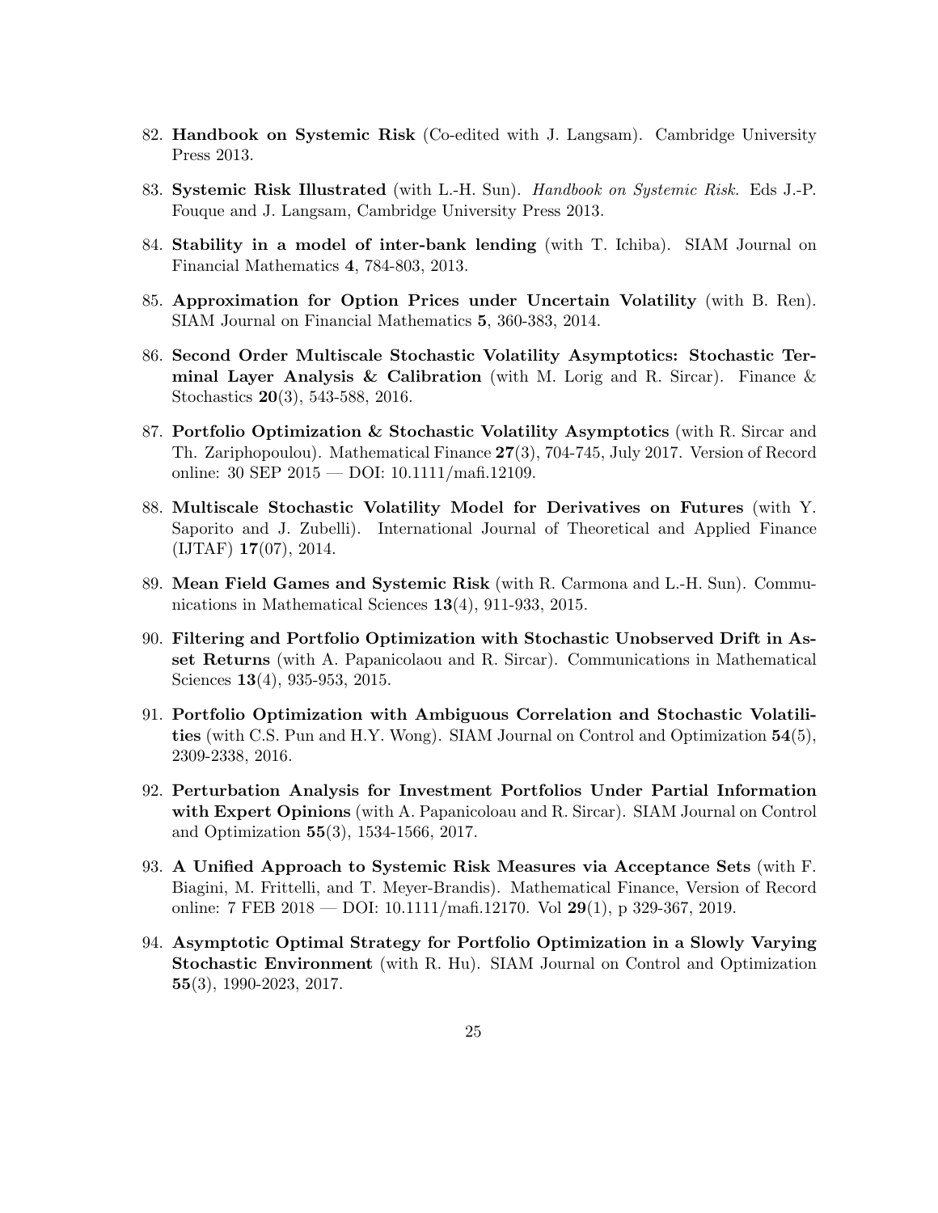82. **Handbook on Systemic Risk** (Co-edited with J. Langsam). Cambridge University Press 2013.

83. **Systemic Risk Illustrated** (with L.-H. Sun). *Handbook on Systemic Risk.* Eds J.-P. Fouque and J. Langsam, Cambridge University Press 2013.

84. **Stability in a model of inter-bank lending** (with T. Ichiba). SIAM Journal on Financial Mathematics **4**, 784-803, 2013.

85. **Approximation for Option Prices under Uncertain Volatility** (with B. Ren). SIAM Journal on Financial Mathematics **5**, 360-383, 2014.

86. **Second Order Multiscale Stochastic Volatility Asymptotics: Stochastic Terminal Layer Analysis & Calibration** (with M. Lorig and R. Sircar). Finance & Stochastics **20**(3), 543-588, 2016.

87. **Portfolio Optimization & Stochastic Volatility Asymptotics** (with R. Sircar and Th. Zariphopoulou). Mathematical Finance **27**(3), 704-745, July 2017. Version of Record online: 30 SEP 2015 — DOI: 10.1111/mafi.12109.

88. **Multiscale Stochastic Volatility Model for Derivatives on Futures** (with Y. Saporito and J. Zubelli). International Journal of Theoretical and Applied Finance (IJTAF) **17**(07), 2014.

89. **Mean Field Games and Systemic Risk** (with R. Carmona and L.-H. Sun). Communications in Mathematical Sciences **13**(4), 911-933, 2015.

90. **Filtering and Portfolio Optimization with Stochastic Unobserved Drift in Asset Returns** (with A. Papanicolaou and R. Sircar). Communications in Mathematical Sciences **13**(4), 935-953, 2015.

91. **Portfolio Optimization with Ambiguous Correlation and Stochastic Volatilities** (with C.S. Pun and H.Y. Wong). SIAM Journal on Control and Optimization **54**(5), 2309-2338, 2016.

92. **Perturbation Analysis for Investment Portfolios Under Partial Information with Expert Opinions** (with A. Papanicoloau and R. Sircar). SIAM Journal on Control and Optimization **55**(3), 1534-1566, 2017.

93. **A Unified Approach to Systemic Risk Measures via Acceptance Sets** (with F. Biagini, M. Frittelli, and T. Meyer-Brandis). Mathematical Finance, Version of Record online: 7 FEB 2018 — DOI: 10.1111/mafi.12170. Vol **29**(1), p 329-367, 2019.

94. **Asymptotic Optimal Strategy for Portfolio Optimization in a Slowly Varying Stochastic Environment** (with R. Hu). SIAM Journal on Control and Optimization **55**(3), 1990-2023, 2017.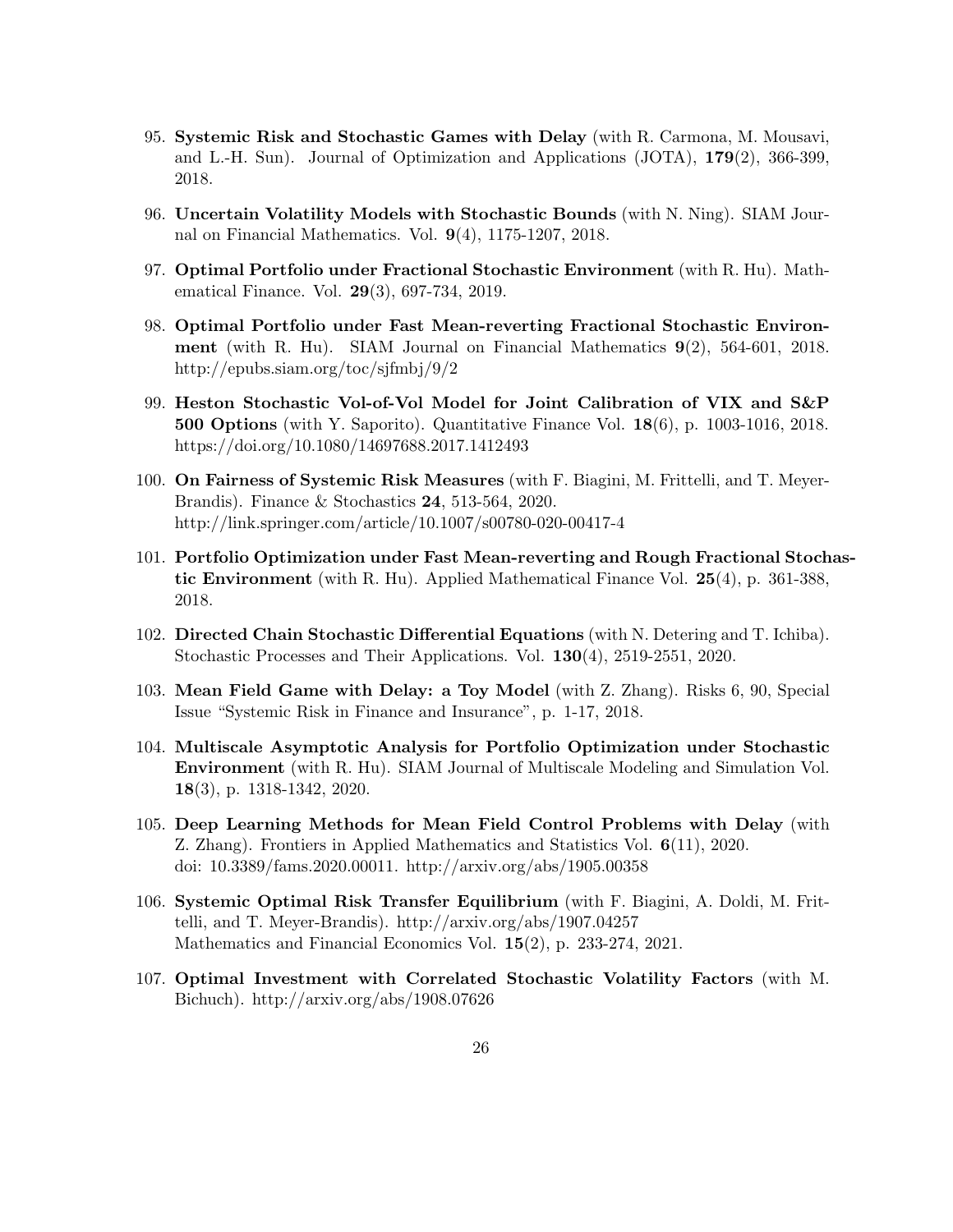95. **Systemic Risk and Stochastic Games with Delay** (with R. Carmona, M. Mousavi, and L.-H. Sun). Journal of Optimization and Applications (JOTA), **179**(2), 366-399, 2018.

96. **Uncertain Volatility Models with Stochastic Bounds** (with N. Ning). SIAM Journal on Financial Mathematics. Vol. **9**(4), 1175-1207, 2018.

97. **Optimal Portfolio under Fractional Stochastic Environment** (with R. Hu). Mathematical Finance. Vol. **29**(3), 697-734, 2019.

98. **Optimal Portfolio under Fast Mean-reverting Fractional Stochastic Environment** (with R. Hu). SIAM Journal on Financial Mathematics **9**(2), 564-601, 2018. http://epubs.siam.org/toc/sjfmbj/9/2

99. **Heston Stochastic Vol-of-Vol Model for Joint Calibration of VIX and S&P 500 Options** (with Y. Saporito). Quantitative Finance Vol. **18**(6), p. 1003-1016, 2018. https://doi.org/10.1080/14697688.2017.1412493

100. **On Fairness of Systemic Risk Measures** (with F. Biagini, M. Frittelli, and T. Meyer-Brandis). Finance & Stochastics **24**, 513-564, 2020. http://link.springer.com/article/10.1007/s00780-020-00417-4

101. **Portfolio Optimization under Fast Mean-reverting and Rough Fractional Stochastic Environment** (with R. Hu). Applied Mathematical Finance Vol. **25**(4), p. 361-388, 2018.

102. **Directed Chain Stochastic Differential Equations** (with N. Detering and T. Ichiba). Stochastic Processes and Their Applications. Vol. **130**(4), 2519-2551, 2020.

103. **Mean Field Game with Delay: a Toy Model** (with Z. Zhang). Risks 6, 90, Special Issue "Systemic Risk in Finance and Insurance", p. 1-17, 2018.

104. **Multiscale Asymptotic Analysis for Portfolio Optimization under Stochastic Environment** (with R. Hu). SIAM Journal of Multiscale Modeling and Simulation Vol. **18**(3), p. 1318-1342, 2020.

105. **Deep Learning Methods for Mean Field Control Problems with Delay** (with Z. Zhang). Frontiers in Applied Mathematics and Statistics Vol. **6**(11), 2020. doi: 10.3389/fams.2020.00011. http://arxiv.org/abs/1905.00358

106. **Systemic Optimal Risk Transfer Equilibrium** (with F. Biagini, A. Doldi, M. Frittelli, and T. Meyer-Brandis). http://arxiv.org/abs/1907.04257 Mathematics and Financial Economics Vol. **15**(2), p. 233-274, 2021.

107. **Optimal Investment with Correlated Stochastic Volatility Factors** (with M. Bichuch). http://arxiv.org/abs/1908.07626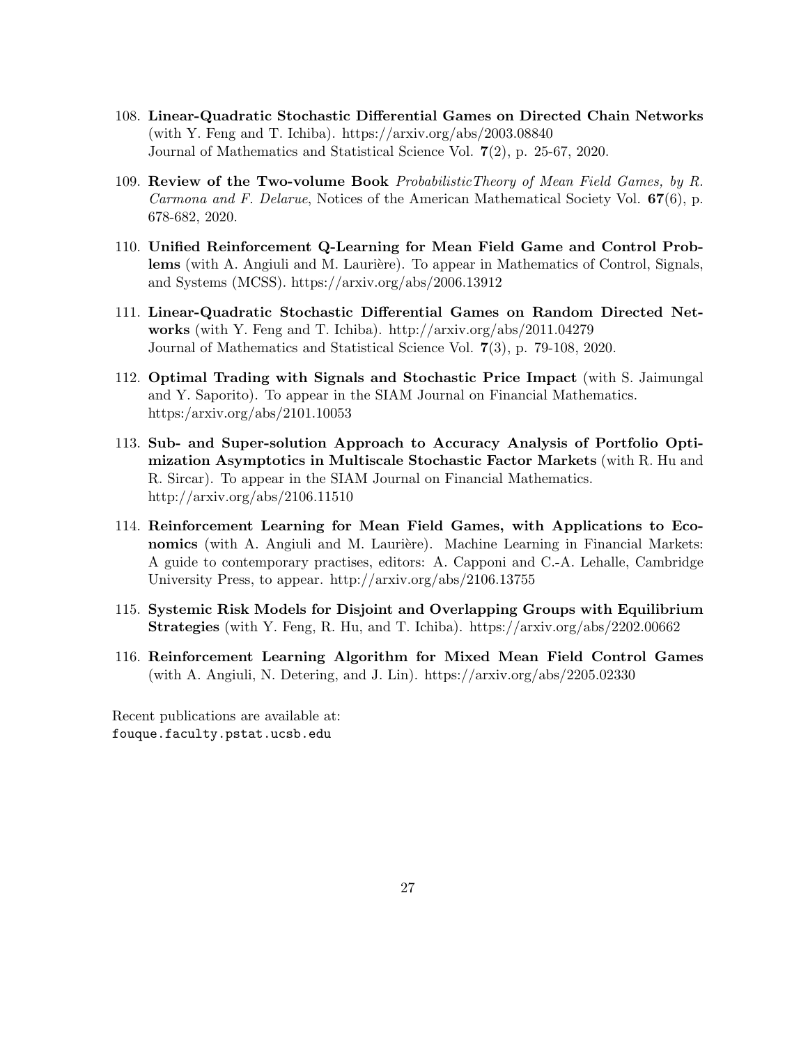108. **Linear-Quadratic Stochastic Differential Games on Directed Chain Networks** (with Y. Feng and T. Ichiba). https://arxiv.org/abs/2003.08840
Journal of Mathematics and Statistical Science Vol. **7**(2), p. 25-67, 2020.

109. **Review of the Two-volume Book** *ProbabilisticTheory of Mean Field Games, by R. Carmona and F. Delarue*, Notices of the American Mathematical Society Vol. **67**(6), p. 678-682, 2020.

110. **Unified Reinforcement Q-Learning for Mean Field Game and Control Problems** (with A. Angiuli and M. Laurière). To appear in Mathematics of Control, Signals, and Systems (MCSS). https://arxiv.org/abs/2006.13912

111. **Linear-Quadratic Stochastic Differential Games on Random Directed Networks** (with Y. Feng and T. Ichiba). http://arxiv.org/abs/2011.04279
Journal of Mathematics and Statistical Science Vol. **7**(3), p. 79-108, 2020.

112. **Optimal Trading with Signals and Stochastic Price Impact** (with S. Jaimungal and Y. Saporito). To appear in the SIAM Journal on Financial Mathematics.
https:/arxiv.org/abs/2101.10053

113. **Sub- and Super-solution Approach to Accuracy Analysis of Portfolio Optimization Asymptotics in Multiscale Stochastic Factor Markets** (with R. Hu and R. Sircar). To appear in the SIAM Journal on Financial Mathematics.
http://arxiv.org/abs/2106.11510

114. **Reinforcement Learning for Mean Field Games, with Applications to Economics** (with A. Angiuli and M. Laurière). Machine Learning in Financial Markets: A guide to contemporary practises, editors: A. Capponi and C.-A. Lehalle, Cambridge University Press, to appear. http://arxiv.org/abs/2106.13755

115. **Systemic Risk Models for Disjoint and Overlapping Groups with Equilibrium Strategies** (with Y. Feng, R. Hu, and T. Ichiba). https://arxiv.org/abs/2202.00662

116. **Reinforcement Learning Algorithm for Mixed Mean Field Control Games** (with A. Angiuli, N. Detering, and J. Lin). https://arxiv.org/abs/2205.02330

Recent publications are available at:
`fouque.faculty.pstat.ucsb.edu`